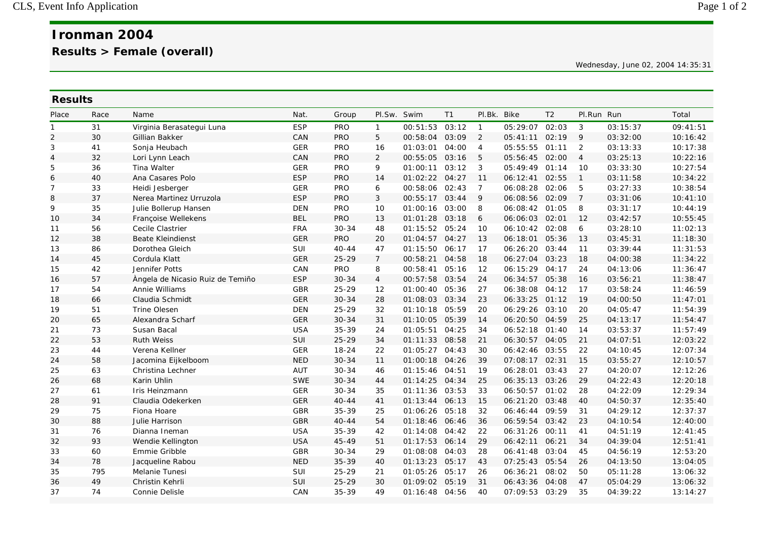# Ironman 2004

## Results > Female (overall)

Wednesday, June 02, 2004 14:35:31

### Results

| Place | Race | Name | Nat. | Group | Pl.Sw. | Swim | T1 | Pl.Bk. | Bike | T2 | Pl.Run | Run | Total |
|---|---|---|---|---|---|---|---|---|---|---|---|---|---|
| 1 | 31 | Virginia Berasategui Luna | ESP | PRO | 1 | 00:51:53 | 03:12 | 1 | 05:29:07 | 02:03 | 3 | 03:15:37 | 09:41:51 |
| 2 | 30 | Gillian Bakker | CAN | PRO | 5 | 00:58:04 | 03:09 | 2 | 05:41:11 | 02:19 | 9 | 03:32:00 | 10:16:42 |
| 3 | 41 | Sonja Heubach | GER | PRO | 16 | 01:03:01 | 04:00 | 4 | 05:55:55 | 01:11 | 2 | 03:13:33 | 10:17:38 |
| 4 | 32 | Lori Lynn Leach | CAN | PRO | 2 | 00:55:05 | 03:16 | 5 | 05:56:45 | 02:00 | 4 | 03:25:13 | 10:22:16 |
| 5 | 36 | Tina Walter | GER | PRO | 9 | 01:00:11 | 03:12 | 3 | 05:49:49 | 01:14 | 10 | 03:33:30 | 10:27:54 |
| 6 | 40 | Ana Casares Polo | ESP | PRO | 14 | 01:02:22 | 04:27 | 11 | 06:12:41 | 02:55 | 1 | 03:11:58 | 10:34:22 |
| 7 | 33 | Heidi Jesberger | GER | PRO | 6 | 00:58:06 | 02:43 | 7 | 06:08:28 | 02:06 | 5 | 03:27:33 | 10:38:54 |
| 8 | 37 | Nerea Martinez Urruzola | ESP | PRO | 3 | 00:55:17 | 03:44 | 9 | 06:08:56 | 02:09 | 7 | 03:31:06 | 10:41:10 |
| 9 | 35 | Julie Bollerup Hansen | DEN | PRO | 10 | 01:00:16 | 03:00 | 8 | 06:08:42 | 01:05 | 8 | 03:31:17 | 10:44:19 |
| 10 | 34 | Françoise Wellekens | BEL | PRO | 13 | 01:01:28 | 03:18 | 6 | 06:06:03 | 02:01 | 12 | 03:42:57 | 10:55:45 |
| 11 | 56 | Cecile Clastrier | FRA | 30-34 | 48 | 01:15:52 | 05:24 | 10 | 06:10:42 | 02:08 | 6 | 03:28:10 | 11:02:13 |
| 12 | 38 | Beate Kleindienst | GER | PRO | 20 | 01:04:57 | 04:27 | 13 | 06:18:01 | 05:36 | 13 | 03:45:31 | 11:18:30 |
| 13 | 86 | Dorothea Gleich | SUI | 40-44 | 47 | 01:15:50 | 06:17 | 17 | 06:26:20 | 03:44 | 11 | 03:39:44 | 11:31:53 |
| 14 | 45 | Cordula Klatt | GER | 25-29 | 7 | 00:58:21 | 04:58 | 18 | 06:27:04 | 03:23 | 18 | 04:00:38 | 11:34:22 |
| 15 | 42 | Jennifer Potts | CAN | PRO | 8 | 00:58:41 | 05:16 | 12 | 06:15:29 | 04:17 | 24 | 04:13:06 | 11:36:47 |
| 16 | 57 | Àngela de Nicasio Ruiz de Temiño | ESP | 30-34 | 4 | 00:57:58 | 03:54 | 24 | 06:34:57 | 05:38 | 16 | 03:56:21 | 11:38:47 |
| 17 | 54 | Annie Williams | GBR | 25-29 | 12 | 01:00:40 | 05:36 | 27 | 06:38:08 | 04:12 | 17 | 03:58:24 | 11:46:59 |
| 18 | 66 | Claudia Schmidt | GER | 30-34 | 28 | 01:08:03 | 03:34 | 23 | 06:33:25 | 01:12 | 19 | 04:00:50 | 11:47:01 |
| 19 | 51 | Trine Olesen | DEN | 25-29 | 32 | 01:10:18 | 05:59 | 20 | 06:29:26 | 03:10 | 20 | 04:05:47 | 11:54:39 |
| 20 | 65 | Alexandra Scharf | GER | 30-34 | 31 | 01:10:05 | 05:39 | 14 | 06:20:50 | 04:59 | 25 | 04:13:17 | 11:54:47 |
| 21 | 73 | Susan Bacal | USA | 35-39 | 24 | 01:05:51 | 04:25 | 34 | 06:52:18 | 01:40 | 14 | 03:53:37 | 11:57:49 |
| 22 | 53 | Ruth Weiss | SUI | 25-29 | 34 | 01:11:33 | 08:58 | 21 | 06:30:57 | 04:05 | 21 | 04:07:51 | 12:03:22 |
| 23 | 44 | Verena Kellner | GER | 18-24 | 22 | 01:05:27 | 04:43 | 30 | 06:42:46 | 03:55 | 22 | 04:10:45 | 12:07:34 |
| 24 | 58 | Jacomina Eijkelboom | NED | 30-34 | 11 | 01:00:18 | 04:26 | 39 | 07:08:17 | 02:31 | 15 | 03:55:27 | 12:10:57 |
| 25 | 63 | Christina Lechner | AUT | 30-34 | 46 | 01:15:46 | 04:51 | 19 | 06:28:01 | 03:43 | 27 | 04:20:07 | 12:12:26 |
| 26 | 68 | Karin Uhlin | SWE | 30-34 | 44 | 01:14:25 | 04:34 | 25 | 06:35:13 | 03:26 | 29 | 04:22:43 | 12:20:18 |
| 27 | 61 | Iris Heinzmann | GER | 30-34 | 35 | 01:11:36 | 03:53 | 33 | 06:50:57 | 01:02 | 28 | 04:22:09 | 12:29:34 |
| 28 | 91 | Claudia Odekerken | GER | 40-44 | 41 | 01:13:44 | 06:13 | 15 | 06:21:20 | 03:48 | 40 | 04:50:37 | 12:35:40 |
| 29 | 75 | Fiona Hoare | GBR | 35-39 | 25 | 01:06:26 | 05:18 | 32 | 06:46:44 | 09:59 | 31 | 04:29:12 | 12:37:37 |
| 30 | 88 | Julie Harrison | GBR | 40-44 | 54 | 01:18:46 | 06:46 | 36 | 06:59:54 | 03:42 | 23 | 04:10:54 | 12:40:00 |
| 31 | 76 | Dianna Ineman | USA | 35-39 | 42 | 01:14:08 | 04:42 | 22 | 06:31:26 | 00:11 | 41 | 04:51:19 | 12:41:45 |
| 32 | 93 | Wendie Kellington | USA | 45-49 | 51 | 01:17:53 | 06:14 | 29 | 06:42:11 | 06:21 | 34 | 04:39:04 | 12:51:41 |
| 33 | 60 | Emmie Gribble | GBR | 30-34 | 29 | 01:08:08 | 04:03 | 28 | 06:41:48 | 03:04 | 45 | 04:56:19 | 12:53:20 |
| 34 | 78 | Jacqueline Rabou | NED | 35-39 | 40 | 01:13:23 | 05:17 | 43 | 07:25:43 | 05:54 | 26 | 04:13:50 | 13:04:05 |
| 35 | 795 | Melanie Tunesi | SUI | 25-29 | 21 | 01:05:26 | 05:17 | 26 | 06:36:21 | 08:02 | 50 | 05:11:28 | 13:06:32 |
| 36 | 49 | Christin Kehrli | SUI | 25-29 | 30 | 01:09:02 | 05:19 | 31 | 06:43:36 | 04:08 | 47 | 05:04:29 | 13:06:32 |
| 37 | 74 | Connie Delisle | CAN | 35-39 | 49 | 01:16:48 | 04:56 | 40 | 07:09:53 | 03:29 | 35 | 04:39:22 | 13:14:27 |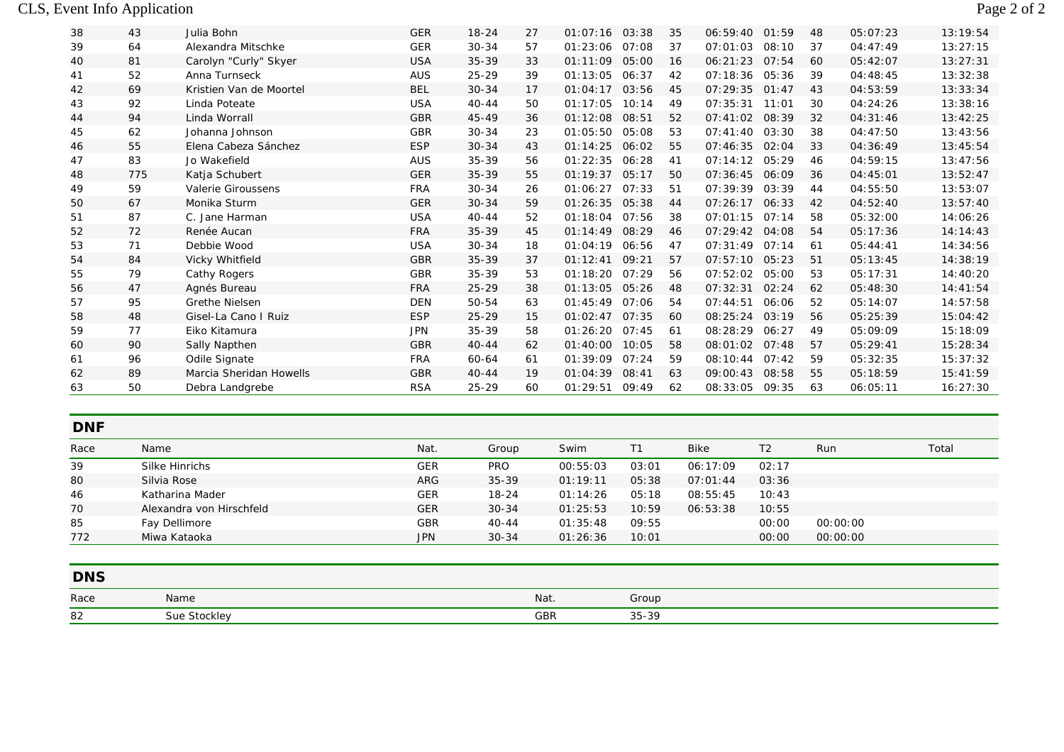| | | | | | | | | | | | | | |
|---|---|---|---|---|---|---|---|---|---|---|---|---|---|
| 38 | 43 | Julia Bohn | GER | 18-24 | 27 | 01:07:16 | 03:38 | 35 | 06:59:40 | 01:59 | 48 | 05:07:23 | 13:19:54 |
| 39 | 64 | Alexandra Mitschke | GER | 30-34 | 57 | 01:23:06 | 07:08 | 37 | 07:01:03 | 08:10 | 37 | 04:47:49 | 13:27:15 |
| 40 | 81 | Carolyn "Curly" Skyer | USA | 35-39 | 33 | 01:11:09 | 05:00 | 16 | 06:21:23 | 07:54 | 60 | 05:42:07 | 13:27:31 |
| 41 | 52 | Anna Turnseck | AUS | 25-29 | 39 | 01:13:05 | 06:37 | 42 | 07:18:36 | 05:36 | 39 | 04:48:45 | 13:32:38 |
| 42 | 69 | Kristien Van de Moortel | BEL | 30-34 | 17 | 01:04:17 | 03:56 | 45 | 07:29:35 | 01:47 | 43 | 04:53:59 | 13:33:34 |
| 43 | 92 | Linda Poteate | USA | 40-44 | 50 | 01:17:05 | 10:14 | 49 | 07:35:31 | 11:01 | 30 | 04:24:26 | 13:38:16 |
| 44 | 94 | Linda Worrall | GBR | 45-49 | 36 | 01:12:08 | 08:51 | 52 | 07:41:02 | 08:39 | 32 | 04:31:46 | 13:42:25 |
| 45 | 62 | Johanna Johnson | GBR | 30-34 | 23 | 01:05:50 | 05:08 | 53 | 07:41:40 | 03:30 | 38 | 04:47:50 | 13:43:56 |
| 46 | 55 | Elena Cabeza Sánchez | ESP | 30-34 | 43 | 01:14:25 | 06:02 | 55 | 07:46:35 | 02:04 | 33 | 04:36:49 | 13:45:54 |
| 47 | 83 | Jo Wakefield | AUS | 35-39 | 56 | 01:22:35 | 06:28 | 41 | 07:14:12 | 05:29 | 46 | 04:59:15 | 13:47:56 |
| 48 | 775 | Katja Schubert | GER | 35-39 | 55 | 01:19:37 | 05:17 | 50 | 07:36:45 | 06:09 | 36 | 04:45:01 | 13:52:47 |
| 49 | 59 | Valerie Giroussens | FRA | 30-34 | 26 | 01:06:27 | 07:33 | 51 | 07:39:39 | 03:39 | 44 | 04:55:50 | 13:53:07 |
| 50 | 67 | Monika Sturm | GER | 30-34 | 59 | 01:26:35 | 05:38 | 44 | 07:26:17 | 06:33 | 42 | 04:52:40 | 13:57:40 |
| 51 | 87 | C. Jane Harman | USA | 40-44 | 52 | 01:18:04 | 07:56 | 38 | 07:01:15 | 07:14 | 58 | 05:32:00 | 14:06:26 |
| 52 | 72 | Renée Aucan | FRA | 35-39 | 45 | 01:14:49 | 08:29 | 46 | 07:29:42 | 04:08 | 54 | 05:17:36 | 14:14:43 |
| 53 | 71 | Debbie Wood | USA | 30-34 | 18 | 01:04:19 | 06:56 | 47 | 07:31:49 | 07:14 | 61 | 05:44:41 | 14:34:56 |
| 54 | 84 | Vicky Whitfield | GBR | 35-39 | 37 | 01:12:41 | 09:21 | 57 | 07:57:10 | 05:23 | 51 | 05:13:45 | 14:38:19 |
| 55 | 79 | Cathy Rogers | GBR | 35-39 | 53 | 01:18:20 | 07:29 | 56 | 07:52:02 | 05:00 | 53 | 05:17:31 | 14:40:20 |
| 56 | 47 | Agnés Bureau | FRA | 25-29 | 38 | 01:13:05 | 05:26 | 48 | 07:32:31 | 02:24 | 62 | 05:48:30 | 14:41:54 |
| 57 | 95 | Grethe Nielsen | DEN | 50-54 | 63 | 01:45:49 | 07:06 | 54 | 07:44:51 | 06:06 | 52 | 05:14:07 | 14:57:58 |
| 58 | 48 | Gisel-La Cano I Ruiz | ESP | 25-29 | 15 | 01:02:47 | 07:35 | 60 | 08:25:24 | 03:19 | 56 | 05:25:39 | 15:04:42 |
| 59 | 77 | Eiko Kitamura | JPN | 35-39 | 58 | 01:26:20 | 07:45 | 61 | 08:28:29 | 06:27 | 49 | 05:09:09 | 15:18:09 |
| 60 | 90 | Sally Napthen | GBR | 40-44 | 62 | 01:40:00 | 10:05 | 58 | 08:01:02 | 07:48 | 57 | 05:29:41 | 15:28:34 |
| 61 | 96 | Odile Signate | FRA | 60-64 | 61 | 01:39:09 | 07:24 | 59 | 08:10:44 | 07:42 | 59 | 05:32:35 | 15:37:32 |
| 62 | 89 | Marcia Sheridan Howells | GBR | 40-44 | 19 | 01:04:39 | 08:41 | 63 | 09:00:43 | 08:58 | 55 | 05:18:59 | 15:41:59 |
| 63 | 50 | Debra Landgrebe | RSA | 25-29 | 60 | 01:29:51 | 09:49 | 62 | 08:33:05 | 09:35 | 63 | 06:05:11 | 16:27:30 |

## DNF

| Race | Name | Nat. | Group | Swim | T1 | Bike | T2 | Run | Total |
|---|---|---|---|---|---|---|---|---|---|
| 39 | Silke Hinrichs | GER | PRO | 00:55:03 | 03:01 | 06:17:09 | 02:17 | | |
| 80 | Silvia Rose | ARG | 35-39 | 01:19:11 | 05:38 | 07:01:44 | 03:36 | | |
| 46 | Katharina Mader | GER | 18-24 | 01:14:26 | 05:18 | 08:55:45 | 10:43 | | |
| 70 | Alexandra von Hirschfeld | GER | 30-34 | 01:25:53 | 10:59 | 06:53:38 | 10:55 | | |
| 85 | Fay Dellimore | GBR | 40-44 | 01:35:48 | 09:55 | | 00:00 | 00:00:00 | |
| 772 | Miwa Kataoka | JPN | 30-34 | 01:26:36 | 10:01 | | 00:00 | 00:00:00 | |

## DNS

| Race | Name | Nat. | Group |
|---|---|---|---|
| 82 | Sue Stockley | GBR | 35-39 |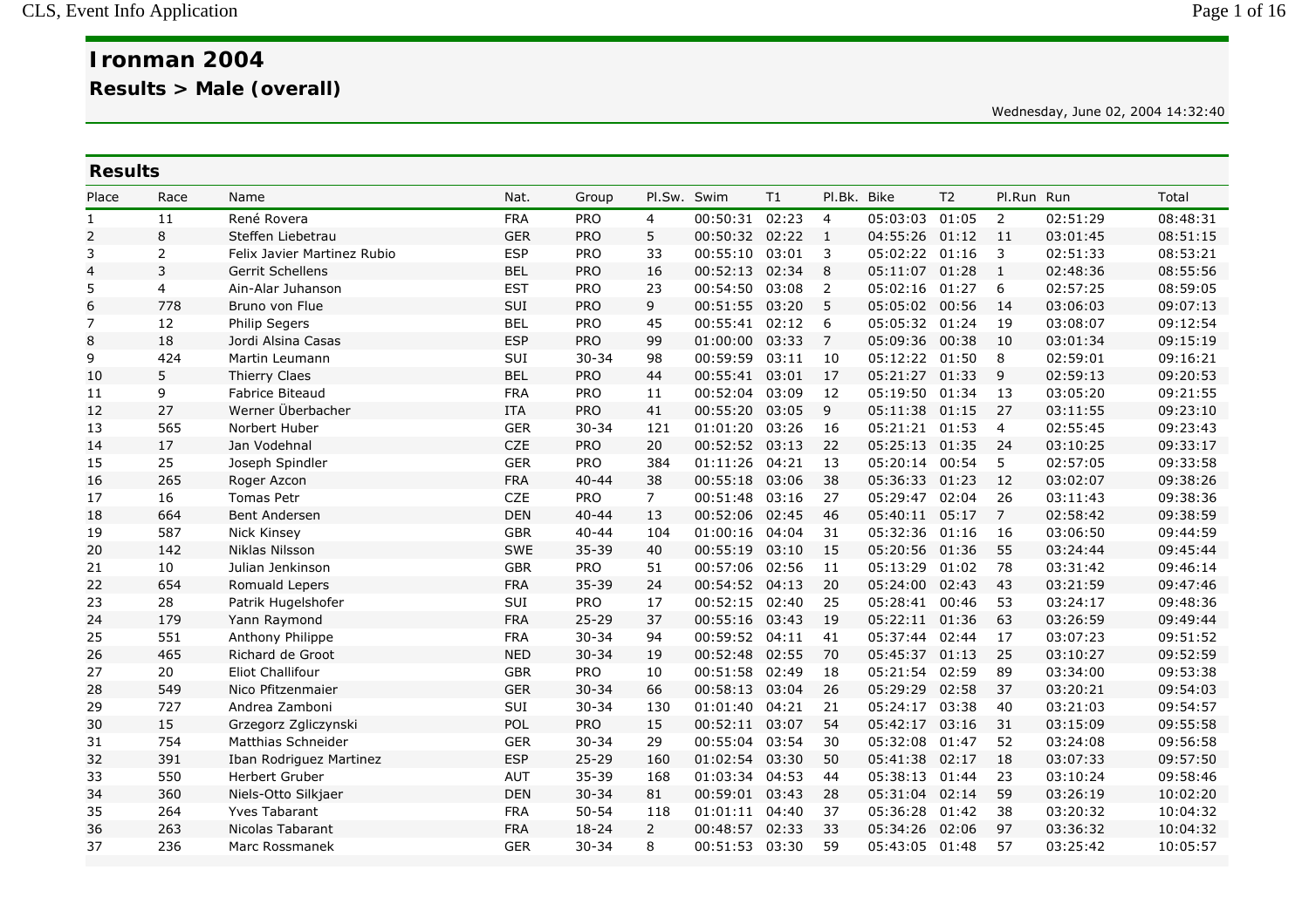# Ironman 2004

## Results > Male (overall)

Wednesday, June 02, 2004 14:32:40

### Results

| Place | Race | Name | Nat. | Group | Pl.Sw. | Swim | T1 | Pl.Bk. | Bike | T2 | Pl.Run | Run | Total |
|---|---|---|---|---|---|---|---|---|---|---|---|---|---|
| 1 | 11 | René Rovera | FRA | PRO | 4 | 00:50:31 | 02:23 | 4 | 05:03:03 | 01:05 | 2 | 02:51:29 | 08:48:31 |
| 2 | 8 | Steffen Liebetrau | GER | PRO | 5 | 00:50:32 | 02:22 | 1 | 04:55:26 | 01:12 | 11 | 03:01:45 | 08:51:15 |
| 3 | 2 | Felix Javier Martinez Rubio | ESP | PRO | 33 | 00:55:10 | 03:01 | 3 | 05:02:22 | 01:16 | 3 | 02:51:33 | 08:53:21 |
| 4 | 3 | Gerrit Schellens | BEL | PRO | 16 | 00:52:13 | 02:34 | 8 | 05:11:07 | 01:28 | 1 | 02:48:36 | 08:55:56 |
| 5 | 4 | Ain-Alar Juhanson | EST | PRO | 23 | 00:54:50 | 03:08 | 2 | 05:02:16 | 01:27 | 6 | 02:57:25 | 08:59:05 |
| 6 | 778 | Bruno von Flue | SUI | PRO | 9 | 00:51:55 | 03:20 | 5 | 05:05:02 | 00:56 | 14 | 03:06:03 | 09:07:13 |
| 7 | 12 | Philip Segers | BEL | PRO | 45 | 00:55:41 | 02:12 | 6 | 05:05:32 | 01:24 | 19 | 03:08:07 | 09:12:54 |
| 8 | 18 | Jordi Alsina Casas | ESP | PRO | 99 | 01:00:00 | 03:33 | 7 | 05:09:36 | 00:38 | 10 | 03:01:34 | 09:15:19 |
| 9 | 424 | Martin Leumann | SUI | 30-34 | 98 | 00:59:59 | 03:11 | 10 | 05:12:22 | 01:50 | 8 | 02:59:01 | 09:16:21 |
| 10 | 5 | Thierry Claes | BEL | PRO | 44 | 00:55:41 | 03:01 | 17 | 05:21:27 | 01:33 | 9 | 02:59:13 | 09:20:53 |
| 11 | 9 | Fabrice Biteaud | FRA | PRO | 11 | 00:52:04 | 03:09 | 12 | 05:19:50 | 01:34 | 13 | 03:05:20 | 09:21:55 |
| 12 | 27 | Werner Überbacher | ITA | PRO | 41 | 00:55:20 | 03:05 | 9 | 05:11:38 | 01:15 | 27 | 03:11:55 | 09:23:10 |
| 13 | 565 | Norbert Huber | GER | 30-34 | 121 | 01:01:20 | 03:26 | 16 | 05:21:21 | 01:53 | 4 | 02:55:45 | 09:23:43 |
| 14 | 17 | Jan Vodehnal | CZE | PRO | 20 | 00:52:52 | 03:13 | 22 | 05:25:13 | 01:35 | 24 | 03:10:25 | 09:33:17 |
| 15 | 25 | Joseph Spindler | GER | PRO | 384 | 01:11:26 | 04:21 | 13 | 05:20:14 | 00:54 | 5 | 02:57:05 | 09:33:58 |
| 16 | 265 | Roger Azcon | FRA | 40-44 | 38 | 00:55:18 | 03:06 | 38 | 05:36:33 | 01:23 | 12 | 03:02:07 | 09:38:26 |
| 17 | 16 | Tomas Petr | CZE | PRO | 7 | 00:51:48 | 03:16 | 27 | 05:29:47 | 02:04 | 26 | 03:11:43 | 09:38:36 |
| 18 | 664 | Bent Andersen | DEN | 40-44 | 13 | 00:52:06 | 02:45 | 46 | 05:40:11 | 05:17 | 7 | 02:58:42 | 09:38:59 |
| 19 | 587 | Nick Kinsey | GBR | 40-44 | 104 | 01:00:16 | 04:04 | 31 | 05:32:36 | 01:16 | 16 | 03:06:50 | 09:44:59 |
| 20 | 142 | Niklas Nilsson | SWE | 35-39 | 40 | 00:55:19 | 03:10 | 15 | 05:20:56 | 01:36 | 55 | 03:24:44 | 09:45:44 |
| 21 | 10 | Julian Jenkinson | GBR | PRO | 51 | 00:57:06 | 02:56 | 11 | 05:13:29 | 01:02 | 78 | 03:31:42 | 09:46:14 |
| 22 | 654 | Romuald Lepers | FRA | 35-39 | 24 | 00:54:52 | 04:13 | 20 | 05:24:00 | 02:43 | 43 | 03:21:59 | 09:47:46 |
| 23 | 28 | Patrik Hugelshofer | SUI | PRO | 17 | 00:52:15 | 02:40 | 25 | 05:28:41 | 00:46 | 53 | 03:24:17 | 09:48:36 |
| 24 | 179 | Yann Raymond | FRA | 25-29 | 37 | 00:55:16 | 03:43 | 19 | 05:22:11 | 01:36 | 63 | 03:26:59 | 09:49:44 |
| 25 | 551 | Anthony Philippe | FRA | 30-34 | 94 | 00:59:52 | 04:11 | 41 | 05:37:44 | 02:44 | 17 | 03:07:23 | 09:51:52 |
| 26 | 465 | Richard de Groot | NED | 30-34 | 19 | 00:52:48 | 02:55 | 70 | 05:45:37 | 01:13 | 25 | 03:10:27 | 09:52:59 |
| 27 | 20 | Eliot Challifour | GBR | PRO | 10 | 00:51:58 | 02:49 | 18 | 05:21:54 | 02:59 | 89 | 03:34:00 | 09:53:38 |
| 28 | 549 | Nico Pfitzenmaier | GER | 30-34 | 66 | 00:58:13 | 03:04 | 26 | 05:29:29 | 02:58 | 37 | 03:20:21 | 09:54:03 |
| 29 | 727 | Andrea Zamboni | SUI | 30-34 | 130 | 01:01:40 | 04:21 | 21 | 05:24:17 | 03:38 | 40 | 03:21:03 | 09:54:57 |
| 30 | 15 | Grzegorz Zgliczynski | POL | PRO | 15 | 00:52:11 | 03:07 | 54 | 05:42:17 | 03:16 | 31 | 03:15:09 | 09:55:58 |
| 31 | 754 | Matthias Schneider | GER | 30-34 | 29 | 00:55:04 | 03:54 | 30 | 05:32:08 | 01:47 | 52 | 03:24:08 | 09:56:58 |
| 32 | 391 | Iban Rodriguez Martinez | ESP | 25-29 | 160 | 01:02:54 | 03:30 | 50 | 05:41:38 | 02:17 | 18 | 03:07:33 | 09:57:50 |
| 33 | 550 | Herbert Gruber | AUT | 35-39 | 168 | 01:03:34 | 04:53 | 44 | 05:38:13 | 01:44 | 23 | 03:10:24 | 09:58:46 |
| 34 | 360 | Niels-Otto Silkjaer | DEN | 30-34 | 81 | 00:59:01 | 03:43 | 28 | 05:31:04 | 02:14 | 59 | 03:26:19 | 10:02:20 |
| 35 | 264 | Yves Tabarant | FRA | 50-54 | 118 | 01:01:11 | 04:40 | 37 | 05:36:28 | 01:42 | 38 | 03:20:32 | 10:04:32 |
| 36 | 263 | Nicolas Tabarant | FRA | 18-24 | 2 | 00:48:57 | 02:33 | 33 | 05:34:26 | 02:06 | 97 | 03:36:32 | 10:04:32 |
| 37 | 236 | Marc Rossmanek | GER | 30-34 | 8 | 00:51:53 | 03:30 | 59 | 05:43:05 | 01:48 | 57 | 03:25:42 | 10:05:57 |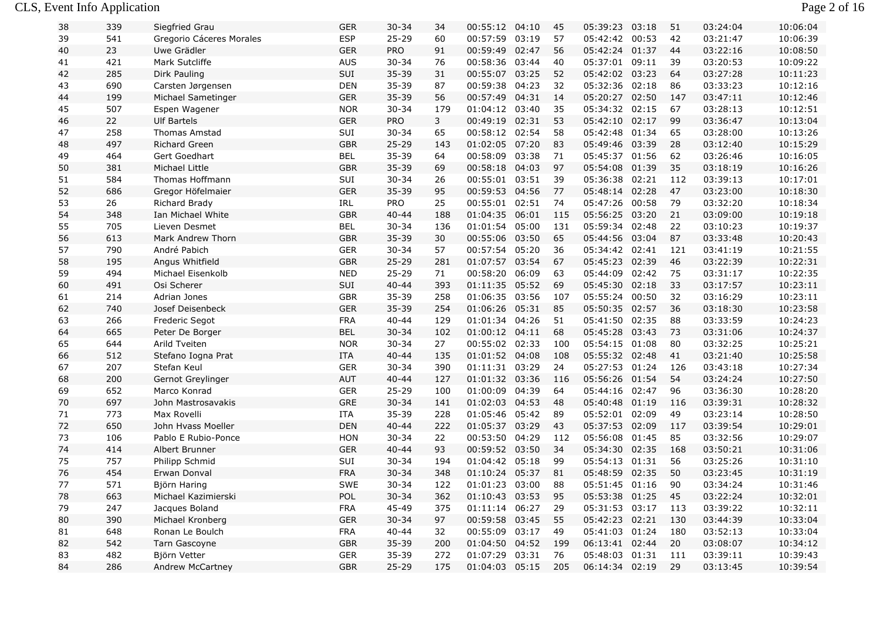| 38 | 339 | Siegfried Grau | GER | 30-34 | 34 | 00:55:12 | 04:10 | 45 | 05:39:23 | 03:18 | 51 | 03:24:04 | 10:06:04 |
|---|---|---|---|---|---|---|---|---|---|---|---|---|---|
| 39 | 541 | Gregorio Cáceres Morales | ESP | 25-29 | 60 | 00:57:59 | 03:19 | 57 | 05:42:42 | 00:53 | 42 | 03:21:47 | 10:06:39 |
| 40 | 23 | Uwe Grädler | GER | PRO | 91 | 00:59:49 | 02:47 | 56 | 05:42:24 | 01:37 | 44 | 03:22:16 | 10:08:50 |
| 41 | 421 | Mark Sutcliffe | AUS | 30-34 | 76 | 00:58:36 | 03:44 | 40 | 05:37:01 | 09:11 | 39 | 03:20:53 | 10:09:22 |
| 42 | 285 | Dirk Pauling | SUI | 35-39 | 31 | 00:55:07 | 03:25 | 52 | 05:42:02 | 03:23 | 64 | 03:27:28 | 10:11:23 |
| 43 | 690 | Carsten Jørgensen | DEN | 35-39 | 87 | 00:59:38 | 04:23 | 32 | 05:32:36 | 02:18 | 86 | 03:33:23 | 10:12:16 |
| 44 | 199 | Michael Sametinger | GER | 35-39 | 56 | 00:57:49 | 04:31 | 14 | 05:20:27 | 02:50 | 147 | 03:47:11 | 10:12:46 |
| 45 | 507 | Espen Wagener | NOR | 30-34 | 179 | 01:04:12 | 03:40 | 35 | 05:34:32 | 02:15 | 67 | 03:28:13 | 10:12:51 |
| 46 | 22 | Ulf Bartels | GER | PRO | 3 | 00:49:19 | 02:31 | 53 | 05:42:10 | 02:17 | 99 | 03:36:47 | 10:13:04 |
| 47 | 258 | Thomas Amstad | SUI | 30-34 | 65 | 00:58:12 | 02:54 | 58 | 05:42:48 | 01:34 | 65 | 03:28:00 | 10:13:26 |
| 48 | 497 | Richard Green | GBR | 25-29 | 143 | 01:02:05 | 07:20 | 83 | 05:49:46 | 03:39 | 28 | 03:12:40 | 10:15:29 |
| 49 | 464 | Gert Goedhart | BEL | 35-39 | 64 | 00:58:09 | 03:38 | 71 | 05:45:37 | 01:56 | 62 | 03:26:46 | 10:16:05 |
| 50 | 381 | Michael Little | GBR | 35-39 | 69 | 00:58:18 | 04:03 | 97 | 05:54:08 | 01:39 | 35 | 03:18:19 | 10:16:26 |
| 51 | 584 | Thomas Hoffmann | SUI | 30-34 | 26 | 00:55:01 | 03:51 | 39 | 05:36:38 | 02:21 | 112 | 03:39:13 | 10:17:01 |
| 52 | 686 | Gregor Höfelmaier | GER | 35-39 | 95 | 00:59:53 | 04:56 | 77 | 05:48:14 | 02:28 | 47 | 03:23:00 | 10:18:30 |
| 53 | 26 | Richard Brady | IRL | PRO | 25 | 00:55:01 | 02:51 | 74 | 05:47:26 | 00:58 | 79 | 03:32:20 | 10:18:34 |
| 54 | 348 | Ian Michael White | GBR | 40-44 | 188 | 01:04:35 | 06:01 | 115 | 05:56:25 | 03:20 | 21 | 03:09:00 | 10:19:18 |
| 55 | 705 | Lieven Desmet | BEL | 30-34 | 136 | 01:01:54 | 05:00 | 131 | 05:59:34 | 02:48 | 22 | 03:10:23 | 10:19:37 |
| 56 | 613 | Mark Andrew Thorn | GBR | 35-39 | 30 | 00:55:06 | 03:50 | 65 | 05:44:56 | 03:04 | 87 | 03:33:48 | 10:20:43 |
| 57 | 790 | André Pabich | GER | 30-34 | 57 | 00:57:54 | 05:20 | 36 | 05:34:42 | 02:41 | 121 | 03:41:19 | 10:21:55 |
| 58 | 195 | Angus Whitfield | GBR | 25-29 | 281 | 01:07:57 | 03:54 | 67 | 05:45:23 | 02:39 | 46 | 03:22:39 | 10:22:31 |
| 59 | 494 | Michael Eisenkolb | NED | 25-29 | 71 | 00:58:20 | 06:09 | 63 | 05:44:09 | 02:42 | 75 | 03:31:17 | 10:22:35 |
| 60 | 491 | Osi Scherer | SUI | 40-44 | 393 | 01:11:35 | 05:52 | 69 | 05:45:30 | 02:18 | 33 | 03:17:57 | 10:23:11 |
| 61 | 214 | Adrian Jones | GBR | 35-39 | 258 | 01:06:35 | 03:56 | 107 | 05:55:24 | 00:50 | 32 | 03:16:29 | 10:23:11 |
| 62 | 740 | Josef Deisenbeck | GER | 35-39 | 254 | 01:06:26 | 05:31 | 85 | 05:50:35 | 02:57 | 36 | 03:18:30 | 10:23:58 |
| 63 | 266 | Frederic Segot | FRA | 40-44 | 129 | 01:01:34 | 04:26 | 51 | 05:41:50 | 02:35 | 88 | 03:33:59 | 10:24:23 |
| 64 | 665 | Peter De Borger | BEL | 30-34 | 102 | 01:00:12 | 04:11 | 68 | 05:45:28 | 03:43 | 73 | 03:31:06 | 10:24:37 |
| 65 | 644 | Arild Tveiten | NOR | 30-34 | 27 | 00:55:02 | 02:33 | 100 | 05:54:15 | 01:08 | 80 | 03:32:25 | 10:25:21 |
| 66 | 512 | Stefano Iogna Prat | ITA | 40-44 | 135 | 01:01:52 | 04:08 | 108 | 05:55:32 | 02:48 | 41 | 03:21:40 | 10:25:58 |
| 67 | 207 | Stefan Keul | GER | 30-34 | 390 | 01:11:31 | 03:29 | 24 | 05:27:53 | 01:24 | 126 | 03:43:18 | 10:27:34 |
| 68 | 200 | Gernot Greylinger | AUT | 40-44 | 127 | 01:01:32 | 03:36 | 116 | 05:56:26 | 01:54 | 54 | 03:24:24 | 10:27:50 |
| 69 | 652 | Marco Konrad | GER | 25-29 | 100 | 01:00:09 | 04:39 | 64 | 05:44:16 | 02:47 | 96 | 03:36:30 | 10:28:20 |
| 70 | 697 | John Mastrosavakis | GRE | 30-34 | 141 | 01:02:03 | 04:53 | 48 | 05:40:48 | 01:19 | 116 | 03:39:31 | 10:28:32 |
| 71 | 773 | Max Rovelli | ITA | 35-39 | 228 | 01:05:46 | 05:42 | 89 | 05:52:01 | 02:09 | 49 | 03:23:14 | 10:28:50 |
| 72 | 650 | John Hvass Moeller | DEN | 40-44 | 222 | 01:05:37 | 03:29 | 43 | 05:37:53 | 02:09 | 117 | 03:39:54 | 10:29:01 |
| 73 | 106 | Pablo E Rubio-Ponce | HON | 30-34 | 22 | 00:53:50 | 04:29 | 112 | 05:56:08 | 01:45 | 85 | 03:32:56 | 10:29:07 |
| 74 | 414 | Albert Brunner | GER | 40-44 | 93 | 00:59:52 | 03:50 | 34 | 05:34:30 | 02:35 | 168 | 03:50:21 | 10:31:06 |
| 75 | 757 | Philipp Schmid | SUI | 30-34 | 194 | 01:04:42 | 05:18 | 99 | 05:54:13 | 01:31 | 56 | 03:25:26 | 10:31:10 |
| 76 | 454 | Erwan Donval | FRA | 30-34 | 348 | 01:10:24 | 05:37 | 81 | 05:48:59 | 02:35 | 50 | 03:23:45 | 10:31:19 |
| 77 | 571 | Björn Haring | SWE | 30-34 | 122 | 01:01:23 | 03:00 | 88 | 05:51:45 | 01:16 | 90 | 03:34:24 | 10:31:46 |
| 78 | 663 | Michael Kazimierski | POL | 30-34 | 362 | 01:10:43 | 03:53 | 95 | 05:53:38 | 01:25 | 45 | 03:22:24 | 10:32:01 |
| 79 | 247 | Jacques Boland | FRA | 45-49 | 375 | 01:11:14 | 06:27 | 29 | 05:31:53 | 03:17 | 113 | 03:39:22 | 10:32:11 |
| 80 | 390 | Michael Kronberg | GER | 30-34 | 97 | 00:59:58 | 03:45 | 55 | 05:42:23 | 02:21 | 130 | 03:44:39 | 10:33:04 |
| 81 | 648 | Ronan Le Boulch | FRA | 40-44 | 32 | 00:55:09 | 03:17 | 49 | 05:41:03 | 01:24 | 180 | 03:52:13 | 10:33:04 |
| 82 | 542 | Tarn Gascoyne | GBR | 35-39 | 200 | 01:04:50 | 04:52 | 199 | 06:13:41 | 02:44 | 20 | 03:08:07 | 10:34:12 |
| 83 | 482 | Björn Vetter | GER | 35-39 | 272 | 01:07:29 | 03:31 | 76 | 05:48:03 | 01:31 | 111 | 03:39:11 | 10:39:43 |
| 84 | 286 | Andrew McCartney | GBR | 25-29 | 175 | 01:04:03 | 05:15 | 205 | 06:14:34 | 02:19 | 29 | 03:13:45 | 10:39:54 |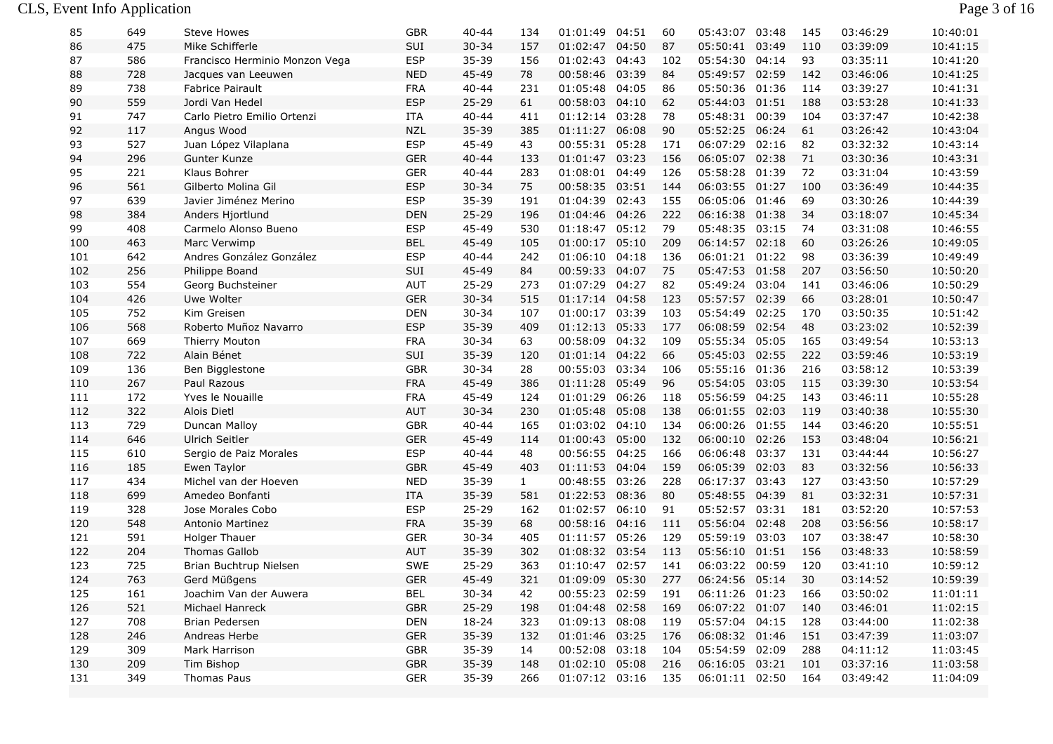| | | | | | | | | | | | | | |
|---|---|---|---|---|---|---|---|---|---|---|---|---|---|
| 85 | 649 | Steve Howes | GBR | 40-44 | 134 | 01:01:49 | 04:51 | 60 | 05:43:07 | 03:48 | 145 | 03:46:29 | 10:40:01 |
| 86 | 475 | Mike Schifferle | SUI | 30-34 | 157 | 01:02:47 | 04:50 | 87 | 05:50:41 | 03:49 | 110 | 03:39:09 | 10:41:15 |
| 87 | 586 | Francisco Herminio Monzon Vega | ESP | 35-39 | 156 | 01:02:43 | 04:43 | 102 | 05:54:30 | 04:14 | 93 | 03:35:11 | 10:41:20 |
| 88 | 728 | Jacques van Leeuwen | NED | 45-49 | 78 | 00:58:46 | 03:39 | 84 | 05:49:57 | 02:59 | 142 | 03:46:06 | 10:41:25 |
| 89 | 738 | Fabrice Pairault | FRA | 40-44 | 231 | 01:05:48 | 04:05 | 86 | 05:50:36 | 01:36 | 114 | 03:39:27 | 10:41:31 |
| 90 | 559 | Jordi Van Hedel | ESP | 25-29 | 61 | 00:58:03 | 04:10 | 62 | 05:44:03 | 01:51 | 188 | 03:53:28 | 10:41:33 |
| 91 | 747 | Carlo Pietro Emilio Ortenzi | ITA | 40-44 | 411 | 01:12:14 | 03:28 | 78 | 05:48:31 | 00:39 | 104 | 03:37:47 | 10:42:38 |
| 92 | 117 | Angus Wood | NZL | 35-39 | 385 | 01:11:27 | 06:08 | 90 | 05:52:25 | 06:24 | 61 | 03:26:42 | 10:43:04 |
| 93 | 527 | Juan López Vilaplana | ESP | 45-49 | 43 | 00:55:31 | 05:28 | 171 | 06:07:29 | 02:16 | 82 | 03:32:32 | 10:43:14 |
| 94 | 296 | Gunter Kunze | GER | 40-44 | 133 | 01:01:47 | 03:23 | 156 | 06:05:07 | 02:38 | 71 | 03:30:36 | 10:43:31 |
| 95 | 221 | Klaus Bohrer | GER | 40-44 | 283 | 01:08:01 | 04:49 | 126 | 05:58:28 | 01:39 | 72 | 03:31:04 | 10:43:59 |
| 96 | 561 | Gilberto Molina Gil | ESP | 30-34 | 75 | 00:58:35 | 03:51 | 144 | 06:03:55 | 01:27 | 100 | 03:36:49 | 10:44:35 |
| 97 | 639 | Javier Jiménez Merino | ESP | 35-39 | 191 | 01:04:39 | 02:43 | 155 | 06:05:06 | 01:46 | 69 | 03:30:26 | 10:44:39 |
| 98 | 384 | Anders Hjortlund | DEN | 25-29 | 196 | 01:04:46 | 04:26 | 222 | 06:16:38 | 01:38 | 34 | 03:18:07 | 10:45:34 |
| 99 | 408 | Carmelo Alonso Bueno | ESP | 45-49 | 530 | 01:18:47 | 05:12 | 79 | 05:48:35 | 03:15 | 74 | 03:31:08 | 10:46:55 |
| 100 | 463 | Marc Verwimp | BEL | 45-49 | 105 | 01:00:17 | 05:10 | 209 | 06:14:57 | 02:18 | 60 | 03:26:26 | 10:49:05 |
| 101 | 642 | Andres González González | ESP | 40-44 | 242 | 01:06:10 | 04:18 | 136 | 06:01:21 | 01:22 | 98 | 03:36:39 | 10:49:49 |
| 102 | 256 | Philippe Boand | SUI | 45-49 | 84 | 00:59:33 | 04:07 | 75 | 05:47:53 | 01:58 | 207 | 03:56:50 | 10:50:20 |
| 103 | 554 | Georg Buchsteiner | AUT | 25-29 | 273 | 01:07:29 | 04:27 | 82 | 05:49:24 | 03:04 | 141 | 03:46:06 | 10:50:29 |
| 104 | 426 | Uwe Wolter | GER | 30-34 | 515 | 01:17:14 | 04:58 | 123 | 05:57:57 | 02:39 | 66 | 03:28:01 | 10:50:47 |
| 105 | 752 | Kim Greisen | DEN | 30-34 | 107 | 01:00:17 | 03:39 | 103 | 05:54:49 | 02:25 | 170 | 03:50:35 | 10:51:42 |
| 106 | 568 | Roberto Muñoz Navarro | ESP | 35-39 | 409 | 01:12:13 | 05:33 | 177 | 06:08:59 | 02:54 | 48 | 03:23:02 | 10:52:39 |
| 107 | 669 | Thierry Mouton | FRA | 30-34 | 63 | 00:58:09 | 04:32 | 109 | 05:55:34 | 05:05 | 165 | 03:49:54 | 10:53:13 |
| 108 | 722 | Alain Bénet | SUI | 35-39 | 120 | 01:01:14 | 04:22 | 66 | 05:45:03 | 02:55 | 222 | 03:59:46 | 10:53:19 |
| 109 | 136 | Ben Bigglestone | GBR | 30-34 | 28 | 00:55:03 | 03:34 | 106 | 05:55:16 | 01:36 | 216 | 03:58:12 | 10:53:39 |
| 110 | 267 | Paul Razous | FRA | 45-49 | 386 | 01:11:28 | 05:49 | 96 | 05:54:05 | 03:05 | 115 | 03:39:30 | 10:53:54 |
| 111 | 172 | Yves le Nouaille | FRA | 45-49 | 124 | 01:01:29 | 06:26 | 118 | 05:56:59 | 04:25 | 143 | 03:46:11 | 10:55:28 |
| 112 | 322 | Alois Dietl | AUT | 30-34 | 230 | 01:05:48 | 05:08 | 138 | 06:01:55 | 02:03 | 119 | 03:40:38 | 10:55:30 |
| 113 | 729 | Duncan Malloy | GBR | 40-44 | 165 | 01:03:02 | 04:10 | 134 | 06:00:26 | 01:55 | 144 | 03:46:20 | 10:55:51 |
| 114 | 646 | Ulrich Seitler | GER | 45-49 | 114 | 01:00:43 | 05:00 | 132 | 06:00:10 | 02:26 | 153 | 03:48:04 | 10:56:21 |
| 115 | 610 | Sergio de Paiz Morales | ESP | 40-44 | 48 | 00:56:55 | 04:25 | 166 | 06:06:48 | 03:37 | 131 | 03:44:44 | 10:56:27 |
| 116 | 185 | Ewen Taylor | GBR | 45-49 | 403 | 01:11:53 | 04:04 | 159 | 06:05:39 | 02:03 | 83 | 03:32:56 | 10:56:33 |
| 117 | 434 | Michel van der Hoeven | NED | 35-39 | 1 | 00:48:55 | 03:26 | 228 | 06:17:37 | 03:43 | 127 | 03:43:50 | 10:57:29 |
| 118 | 699 | Amedeo Bonfanti | ITA | 35-39 | 581 | 01:22:53 | 08:36 | 80 | 05:48:55 | 04:39 | 81 | 03:32:31 | 10:57:31 |
| 119 | 328 | Jose Morales Cobo | ESP | 25-29 | 162 | 01:02:57 | 06:10 | 91 | 05:52:57 | 03:31 | 181 | 03:52:20 | 10:57:53 |
| 120 | 548 | Antonio Martinez | FRA | 35-39 | 68 | 00:58:16 | 04:16 | 111 | 05:56:04 | 02:48 | 208 | 03:56:56 | 10:58:17 |
| 121 | 591 | Holger Thauer | GER | 30-34 | 405 | 01:11:57 | 05:26 | 129 | 05:59:19 | 03:03 | 107 | 03:38:47 | 10:58:30 |
| 122 | 204 | Thomas Gallob | AUT | 35-39 | 302 | 01:08:32 | 03:54 | 113 | 05:56:10 | 01:51 | 156 | 03:48:33 | 10:58:59 |
| 123 | 725 | Brian Buchtrup Nielsen | SWE | 25-29 | 363 | 01:10:47 | 02:57 | 141 | 06:03:22 | 00:59 | 120 | 03:41:10 | 10:59:12 |
| 124 | 763 | Gerd Müßgens | GER | 45-49 | 321 | 01:09:09 | 05:30 | 277 | 06:24:56 | 05:14 | 30 | 03:14:52 | 10:59:39 |
| 125 | 161 | Joachim Van der Auwera | BEL | 30-34 | 42 | 00:55:23 | 02:59 | 191 | 06:11:26 | 01:23 | 166 | 03:50:02 | 11:01:11 |
| 126 | 521 | Michael Hanreck | GBR | 25-29 | 198 | 01:04:48 | 02:58 | 169 | 06:07:22 | 01:07 | 140 | 03:46:01 | 11:02:15 |
| 127 | 708 | Brian Pedersen | DEN | 18-24 | 323 | 01:09:13 | 08:08 | 119 | 05:57:04 | 04:15 | 128 | 03:44:00 | 11:02:38 |
| 128 | 246 | Andreas Herbe | GER | 35-39 | 132 | 01:01:46 | 03:25 | 176 | 06:08:32 | 01:46 | 151 | 03:47:39 | 11:03:07 |
| 129 | 309 | Mark Harrison | GBR | 35-39 | 14 | 00:52:08 | 03:18 | 104 | 05:54:59 | 02:09 | 288 | 04:11:12 | 11:03:45 |
| 130 | 209 | Tim Bishop | GBR | 35-39 | 148 | 01:02:10 | 05:08 | 216 | 06:16:05 | 03:21 | 101 | 03:37:16 | 11:03:58 |
| 131 | 349 | Thomas Paus | GER | 35-39 | 266 | 01:07:12 | 03:16 | 135 | 06:01:11 | 02:50 | 164 | 03:49:42 | 11:04:09 |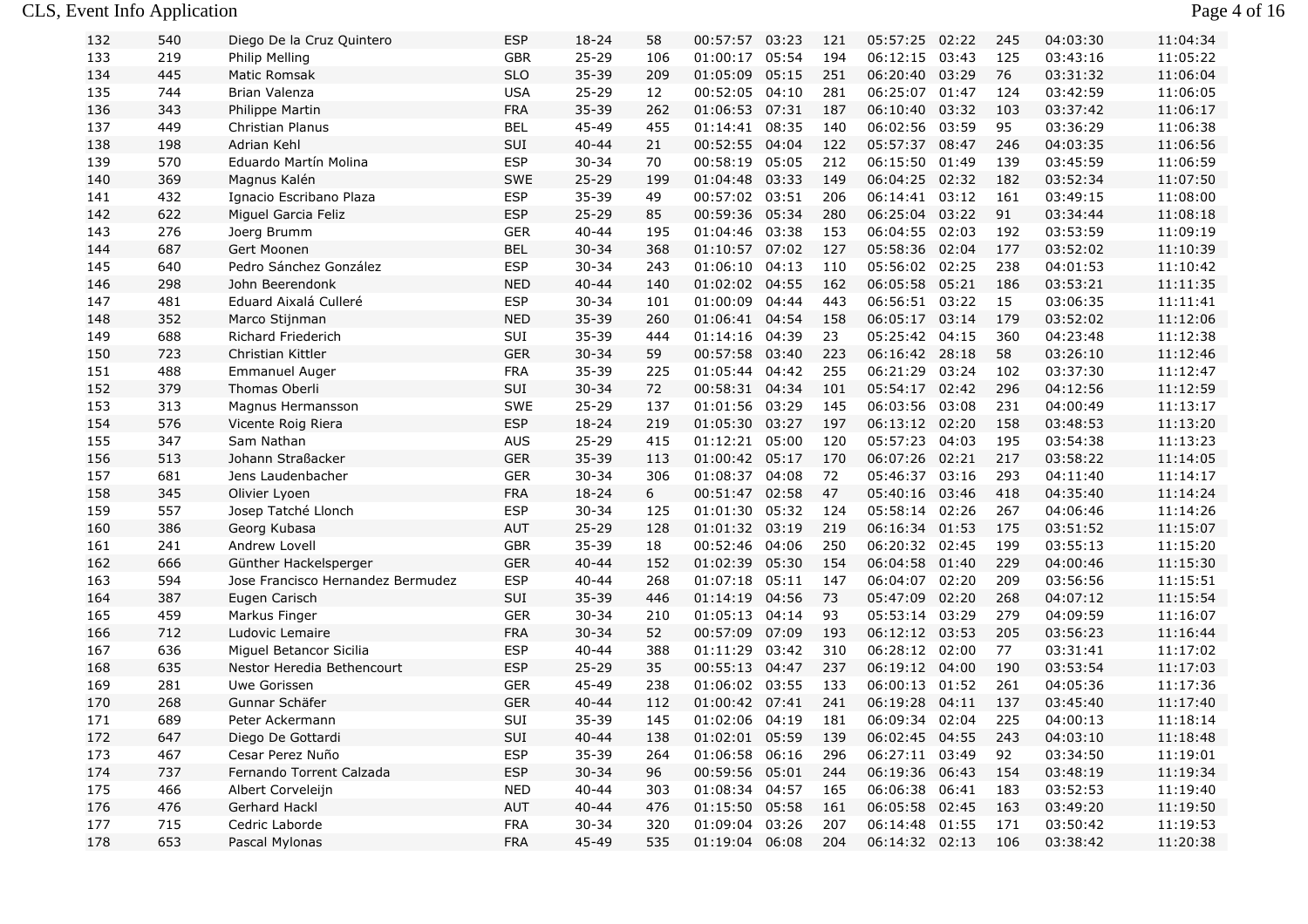| | | | | | | | | | | | | | |
|---|---|---|---|---|---|---|---|---|---|---|---|---|---|
| 132 | 540 | Diego De la Cruz Quintero | ESP | 18-24 | 58 | 00:57:57 | 03:23 | 121 | 05:57:25 | 02:22 | 245 | 04:03:30 | 11:04:34 |
| 133 | 219 | Philip Melling | GBR | 25-29 | 106 | 01:00:17 | 05:54 | 194 | 06:12:15 | 03:43 | 125 | 03:43:16 | 11:05:22 |
| 134 | 445 | Matic Romsak | SLO | 35-39 | 209 | 01:05:09 | 05:15 | 251 | 06:20:40 | 03:29 | 76 | 03:31:32 | 11:06:04 |
| 135 | 744 | Brian Valenza | USA | 25-29 | 12 | 00:52:05 | 04:10 | 281 | 06:25:07 | 01:47 | 124 | 03:42:59 | 11:06:05 |
| 136 | 343 | Philippe Martin | FRA | 35-39 | 262 | 01:06:53 | 07:31 | 187 | 06:10:40 | 03:32 | 103 | 03:37:42 | 11:06:17 |
| 137 | 449 | Christian Planus | BEL | 45-49 | 455 | 01:14:41 | 08:35 | 140 | 06:02:56 | 03:59 | 95 | 03:36:29 | 11:06:38 |
| 138 | 198 | Adrian Kehl | SUI | 40-44 | 21 | 00:52:55 | 04:04 | 122 | 05:57:37 | 08:47 | 246 | 04:03:35 | 11:06:56 |
| 139 | 570 | Eduardo Martín Molina | ESP | 30-34 | 70 | 00:58:19 | 05:05 | 212 | 06:15:50 | 01:49 | 139 | 03:45:59 | 11:06:59 |
| 140 | 369 | Magnus Kalén | SWE | 25-29 | 199 | 01:04:48 | 03:33 | 149 | 06:04:25 | 02:32 | 182 | 03:52:34 | 11:07:50 |
| 141 | 432 | Ignacio Escribano Plaza | ESP | 35-39 | 49 | 00:57:02 | 03:51 | 206 | 06:14:41 | 03:12 | 161 | 03:49:15 | 11:08:00 |
| 142 | 622 | Miguel Garcia Feliz | ESP | 25-29 | 85 | 00:59:36 | 05:34 | 280 | 06:25:04 | 03:22 | 91 | 03:34:44 | 11:08:18 |
| 143 | 276 | Joerg Brumm | GER | 40-44 | 195 | 01:04:46 | 03:38 | 153 | 06:04:55 | 02:03 | 192 | 03:53:59 | 11:09:19 |
| 144 | 687 | Gert Moonen | BEL | 30-34 | 368 | 01:10:57 | 07:02 | 127 | 05:58:36 | 02:04 | 177 | 03:52:02 | 11:10:39 |
| 145 | 640 | Pedro Sánchez González | ESP | 30-34 | 243 | 01:06:10 | 04:13 | 110 | 05:56:02 | 02:25 | 238 | 04:01:53 | 11:10:42 |
| 146 | 298 | John Beerendonk | NED | 40-44 | 140 | 01:02:02 | 04:55 | 162 | 06:05:58 | 05:21 | 186 | 03:53:21 | 11:11:35 |
| 147 | 481 | Eduard Aixalá Culleré | ESP | 30-34 | 101 | 01:00:09 | 04:44 | 443 | 06:56:51 | 03:22 | 15 | 03:06:35 | 11:11:41 |
| 148 | 352 | Marco Stijnman | NED | 35-39 | 260 | 01:06:41 | 04:54 | 158 | 06:05:17 | 03:14 | 179 | 03:52:02 | 11:12:06 |
| 149 | 688 | Richard Friederich | SUI | 35-39 | 444 | 01:14:16 | 04:39 | 23 | 05:25:42 | 04:15 | 360 | 04:23:48 | 11:12:38 |
| 150 | 723 | Christian Kittler | GER | 30-34 | 59 | 00:57:58 | 03:40 | 223 | 06:16:42 | 28:18 | 58 | 03:26:10 | 11:12:46 |
| 151 | 488 | Emmanuel Auger | FRA | 35-39 | 225 | 01:05:44 | 04:42 | 255 | 06:21:29 | 03:24 | 102 | 03:37:30 | 11:12:47 |
| 152 | 379 | Thomas Oberli | SUI | 30-34 | 72 | 00:58:31 | 04:34 | 101 | 05:54:17 | 02:42 | 296 | 04:12:56 | 11:12:59 |
| 153 | 313 | Magnus Hermansson | SWE | 25-29 | 137 | 01:01:56 | 03:29 | 145 | 06:03:56 | 03:08 | 231 | 04:00:49 | 11:13:17 |
| 154 | 576 | Vicente Roig Riera | ESP | 18-24 | 219 | 01:05:30 | 03:27 | 197 | 06:13:12 | 02:20 | 158 | 03:48:53 | 11:13:20 |
| 155 | 347 | Sam Nathan | AUS | 25-29 | 415 | 01:12:21 | 05:00 | 120 | 05:57:23 | 04:03 | 195 | 03:54:38 | 11:13:23 |
| 156 | 513 | Johann Straßacker | GER | 35-39 | 113 | 01:00:42 | 05:17 | 170 | 06:07:26 | 02:21 | 217 | 03:58:22 | 11:14:05 |
| 157 | 681 | Jens Laudenbacher | GER | 30-34 | 306 | 01:08:37 | 04:08 | 72 | 05:46:37 | 03:16 | 293 | 04:11:40 | 11:14:17 |
| 158 | 345 | Olivier Lyoen | FRA | 18-24 | 6 | 00:51:47 | 02:58 | 47 | 05:40:16 | 03:46 | 418 | 04:35:40 | 11:14:24 |
| 159 | 557 | Josep Tatché Llonch | ESP | 30-34 | 125 | 01:01:30 | 05:32 | 124 | 05:58:14 | 02:26 | 267 | 04:06:46 | 11:14:26 |
| 160 | 386 | Georg Kubasa | AUT | 25-29 | 128 | 01:01:32 | 03:19 | 219 | 06:16:34 | 01:53 | 175 | 03:51:52 | 11:15:07 |
| 161 | 241 | Andrew Lovell | GBR | 35-39 | 18 | 00:52:46 | 04:06 | 250 | 06:20:32 | 02:45 | 199 | 03:55:13 | 11:15:20 |
| 162 | 666 | Günther Hackelsperger | GER | 40-44 | 152 | 01:02:39 | 05:30 | 154 | 06:04:58 | 01:40 | 229 | 04:00:46 | 11:15:30 |
| 163 | 594 | Jose Francisco Hernandez Bermudez | ESP | 40-44 | 268 | 01:07:18 | 05:11 | 147 | 06:04:07 | 02:20 | 209 | 03:56:56 | 11:15:51 |
| 164 | 387 | Eugen Carisch | SUI | 35-39 | 446 | 01:14:19 | 04:56 | 73 | 05:47:09 | 02:20 | 268 | 04:07:12 | 11:15:54 |
| 165 | 459 | Markus Finger | GER | 30-34 | 210 | 01:05:13 | 04:14 | 93 | 05:53:14 | 03:29 | 279 | 04:09:59 | 11:16:07 |
| 166 | 712 | Ludovic Lemaire | FRA | 30-34 | 52 | 00:57:09 | 07:09 | 193 | 06:12:12 | 03:53 | 205 | 03:56:23 | 11:16:44 |
| 167 | 636 | Miguel Betancor Sicilia | ESP | 40-44 | 388 | 01:11:29 | 03:42 | 310 | 06:28:12 | 02:00 | 77 | 03:31:41 | 11:17:02 |
| 168 | 635 | Nestor Heredia Bethencourt | ESP | 25-29 | 35 | 00:55:13 | 04:47 | 237 | 06:19:12 | 04:00 | 190 | 03:53:54 | 11:17:03 |
| 169 | 281 | Uwe Gorissen | GER | 45-49 | 238 | 01:06:02 | 03:55 | 133 | 06:00:13 | 01:52 | 261 | 04:05:36 | 11:17:36 |
| 170 | 268 | Gunnar Schäfer | GER | 40-44 | 112 | 01:00:42 | 07:41 | 241 | 06:19:28 | 04:11 | 137 | 03:45:40 | 11:17:40 |
| 171 | 689 | Peter Ackermann | SUI | 35-39 | 145 | 01:02:06 | 04:19 | 181 | 06:09:34 | 02:04 | 225 | 04:00:13 | 11:18:14 |
| 172 | 647 | Diego De Gottardi | SUI | 40-44 | 138 | 01:02:01 | 05:59 | 139 | 06:02:45 | 04:55 | 243 | 04:03:10 | 11:18:48 |
| 173 | 467 | Cesar Perez Nuño | ESP | 35-39 | 264 | 01:06:58 | 06:16 | 296 | 06:27:11 | 03:49 | 92 | 03:34:50 | 11:19:01 |
| 174 | 737 | Fernando Torrent Calzada | ESP | 30-34 | 96 | 00:59:56 | 05:01 | 244 | 06:19:36 | 06:43 | 154 | 03:48:19 | 11:19:34 |
| 175 | 466 | Albert Corveleijn | NED | 40-44 | 303 | 01:08:34 | 04:57 | 165 | 06:06:38 | 06:41 | 183 | 03:52:53 | 11:19:40 |
| 176 | 476 | Gerhard Hackl | AUT | 40-44 | 476 | 01:15:50 | 05:58 | 161 | 06:05:58 | 02:45 | 163 | 03:49:20 | 11:19:50 |
| 177 | 715 | Cedric Laborde | FRA | 30-34 | 320 | 01:09:04 | 03:26 | 207 | 06:14:48 | 01:55 | 171 | 03:50:42 | 11:19:53 |
| 178 | 653 | Pascal Mylonas | FRA | 45-49 | 535 | 01:19:04 | 06:08 | 204 | 06:14:32 | 02:13 | 106 | 03:38:42 | 11:20:38 |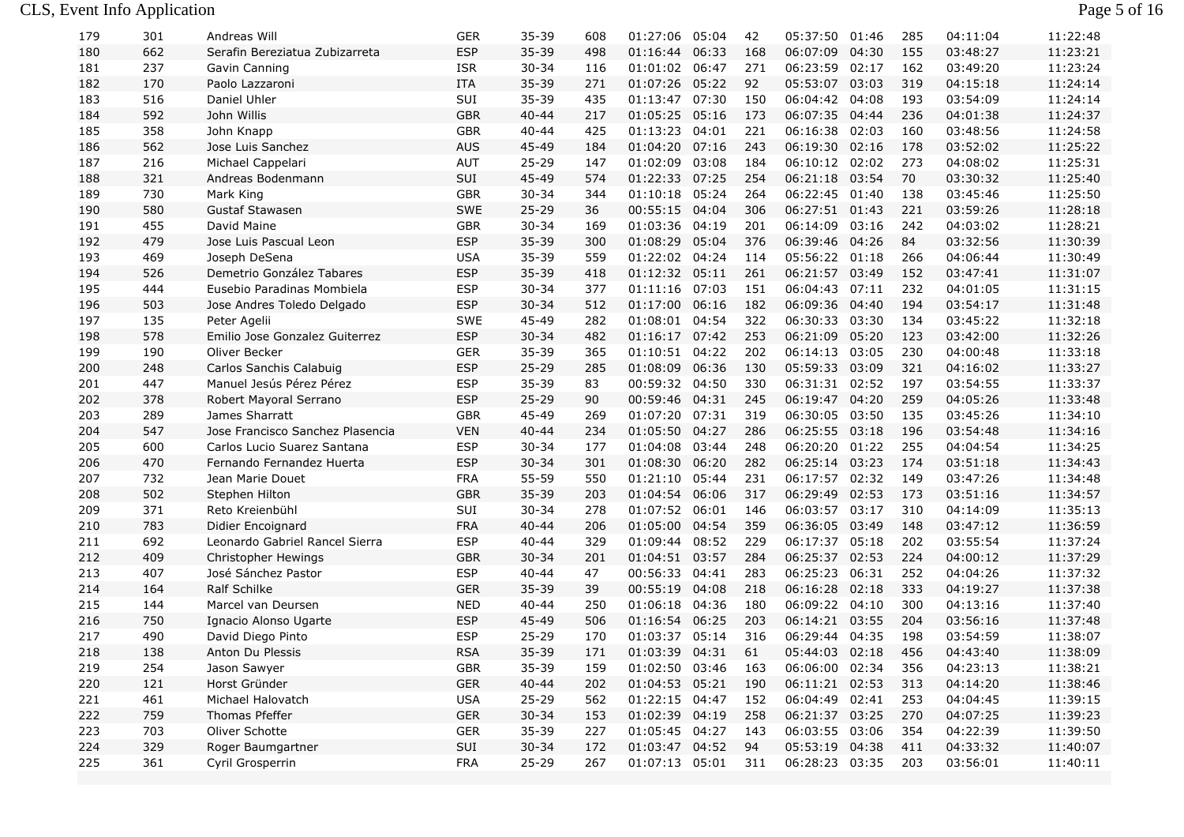| | | | | | | | | | | | | | |
|---|---|---|---|---|---|---|---|---|---|---|---|---|---|
| 179 | 301 | Andreas Will | GER | 35-39 | 608 | 01:27:06 | 05:04 | 42 | 05:37:50 | 01:46 | 285 | 04:11:04 | 11:22:48 |
| 180 | 662 | Serafin Bereziatua Zubizarreta | ESP | 35-39 | 498 | 01:16:44 | 06:33 | 168 | 06:07:09 | 04:30 | 155 | 03:48:27 | 11:23:21 |
| 181 | 237 | Gavin Canning | ISR | 30-34 | 116 | 01:01:02 | 06:47 | 271 | 06:23:59 | 02:17 | 162 | 03:49:20 | 11:23:24 |
| 182 | 170 | Paolo Lazzaroni | ITA | 35-39 | 271 | 01:07:26 | 05:22 | 92 | 05:53:07 | 03:03 | 319 | 04:15:18 | 11:24:14 |
| 183 | 516 | Daniel Uhler | SUI | 35-39 | 435 | 01:13:47 | 07:30 | 150 | 06:04:42 | 04:08 | 193 | 03:54:09 | 11:24:14 |
| 184 | 592 | John Willis | GBR | 40-44 | 217 | 01:05:25 | 05:16 | 173 | 06:07:35 | 04:44 | 236 | 04:01:38 | 11:24:37 |
| 185 | 358 | John Knapp | GBR | 40-44 | 425 | 01:13:23 | 04:01 | 221 | 06:16:38 | 02:03 | 160 | 03:48:56 | 11:24:58 |
| 186 | 562 | Jose Luis Sanchez | AUS | 45-49 | 184 | 01:04:20 | 07:16 | 243 | 06:19:30 | 02:16 | 178 | 03:52:02 | 11:25:22 |
| 187 | 216 | Michael Cappelari | AUT | 25-29 | 147 | 01:02:09 | 03:08 | 184 | 06:10:12 | 02:02 | 273 | 04:08:02 | 11:25:31 |
| 188 | 321 | Andreas Bodenmann | SUI | 45-49 | 574 | 01:22:33 | 07:25 | 254 | 06:21:18 | 03:54 | 70 | 03:30:32 | 11:25:40 |
| 189 | 730 | Mark King | GBR | 30-34 | 344 | 01:10:18 | 05:24 | 264 | 06:22:45 | 01:40 | 138 | 03:45:46 | 11:25:50 |
| 190 | 580 | Gustaf Stawasen | SWE | 25-29 | 36 | 00:55:15 | 04:04 | 306 | 06:27:51 | 01:43 | 221 | 03:59:26 | 11:28:18 |
| 191 | 455 | David Maine | GBR | 30-34 | 169 | 01:03:36 | 04:19 | 201 | 06:14:09 | 03:16 | 242 | 04:03:02 | 11:28:21 |
| 192 | 479 | Jose Luis Pascual Leon | ESP | 35-39 | 300 | 01:08:29 | 05:04 | 376 | 06:39:46 | 04:26 | 84 | 03:32:56 | 11:30:39 |
| 193 | 469 | Joseph DeSena | USA | 35-39 | 559 | 01:22:02 | 04:24 | 114 | 05:56:22 | 01:18 | 266 | 04:06:44 | 11:30:49 |
| 194 | 526 | Demetrio González Tabares | ESP | 35-39 | 418 | 01:12:32 | 05:11 | 261 | 06:21:57 | 03:49 | 152 | 03:47:41 | 11:31:07 |
| 195 | 444 | Eusebio Paradinas Mombiela | ESP | 30-34 | 377 | 01:11:16 | 07:03 | 151 | 06:04:43 | 07:11 | 232 | 04:01:05 | 11:31:15 |
| 196 | 503 | Jose Andres Toledo Delgado | ESP | 30-34 | 512 | 01:17:00 | 06:16 | 182 | 06:09:36 | 04:40 | 194 | 03:54:17 | 11:31:48 |
| 197 | 135 | Peter Agelii | SWE | 45-49 | 282 | 01:08:01 | 04:54 | 322 | 06:30:33 | 03:30 | 134 | 03:45:22 | 11:32:18 |
| 198 | 578 | Emilio Jose Gonzalez Guiterrez | ESP | 30-34 | 482 | 01:16:17 | 07:42 | 253 | 06:21:09 | 05:20 | 123 | 03:42:00 | 11:32:26 |
| 199 | 190 | Oliver Becker | GER | 35-39 | 365 | 01:10:51 | 04:22 | 202 | 06:14:13 | 03:05 | 230 | 04:00:48 | 11:33:18 |
| 200 | 248 | Carlos Sanchis Calabuig | ESP | 25-29 | 285 | 01:08:09 | 06:36 | 130 | 05:59:33 | 03:09 | 321 | 04:16:02 | 11:33:27 |
| 201 | 447 | Manuel Jesús Pérez Pérez | ESP | 35-39 | 83 | 00:59:32 | 04:50 | 330 | 06:31:31 | 02:52 | 197 | 03:54:55 | 11:33:37 |
| 202 | 378 | Robert Mayoral Serrano | ESP | 25-29 | 90 | 00:59:46 | 04:31 | 245 | 06:19:47 | 04:20 | 259 | 04:05:26 | 11:33:48 |
| 203 | 289 | James Sharratt | GBR | 45-49 | 269 | 01:07:20 | 07:31 | 319 | 06:30:05 | 03:50 | 135 | 03:45:26 | 11:34:10 |
| 204 | 547 | Jose Francisco Sanchez Plasencia | VEN | 40-44 | 234 | 01:05:50 | 04:27 | 286 | 06:25:55 | 03:18 | 196 | 03:54:48 | 11:34:16 |
| 205 | 600 | Carlos Lucio Suarez Santana | ESP | 30-34 | 177 | 01:04:08 | 03:44 | 248 | 06:20:20 | 01:22 | 255 | 04:04:54 | 11:34:25 |
| 206 | 470 | Fernando Fernandez Huerta | ESP | 30-34 | 301 | 01:08:30 | 06:20 | 282 | 06:25:14 | 03:23 | 174 | 03:51:18 | 11:34:43 |
| 207 | 732 | Jean Marie Douet | FRA | 55-59 | 550 | 01:21:10 | 05:44 | 231 | 06:17:57 | 02:32 | 149 | 03:47:26 | 11:34:48 |
| 208 | 502 | Stephen Hilton | GBR | 35-39 | 203 | 01:04:54 | 06:06 | 317 | 06:29:49 | 02:53 | 173 | 03:51:16 | 11:34:57 |
| 209 | 371 | Reto Kreienbühl | SUI | 30-34 | 278 | 01:07:52 | 06:01 | 146 | 06:03:57 | 03:17 | 310 | 04:14:09 | 11:35:13 |
| 210 | 783 | Didier Encoignard | FRA | 40-44 | 206 | 01:05:00 | 04:54 | 359 | 06:36:05 | 03:49 | 148 | 03:47:12 | 11:36:59 |
| 211 | 692 | Leonardo Gabriel Rancel Sierra | ESP | 40-44 | 329 | 01:09:44 | 08:52 | 229 | 06:17:37 | 05:18 | 202 | 03:55:54 | 11:37:24 |
| 212 | 409 | Christopher Hewings | GBR | 30-34 | 201 | 01:04:51 | 03:57 | 284 | 06:25:37 | 02:53 | 224 | 04:00:12 | 11:37:29 |
| 213 | 407 | José Sánchez Pastor | ESP | 40-44 | 47 | 00:56:33 | 04:41 | 283 | 06:25:23 | 06:31 | 252 | 04:04:26 | 11:37:32 |
| 214 | 164 | Ralf Schilke | GER | 35-39 | 39 | 00:55:19 | 04:08 | 218 | 06:16:28 | 02:18 | 333 | 04:19:27 | 11:37:38 |
| 215 | 144 | Marcel van Deursen | NED | 40-44 | 250 | 01:06:18 | 04:36 | 180 | 06:09:22 | 04:10 | 300 | 04:13:16 | 11:37:40 |
| 216 | 750 | Ignacio Alonso Ugarte | ESP | 45-49 | 506 | 01:16:54 | 06:25 | 203 | 06:14:21 | 03:55 | 204 | 03:56:16 | 11:37:48 |
| 217 | 490 | David Diego Pinto | ESP | 25-29 | 170 | 01:03:37 | 05:14 | 316 | 06:29:44 | 04:35 | 198 | 03:54:59 | 11:38:07 |
| 218 | 138 | Anton Du Plessis | RSA | 35-39 | 171 | 01:03:39 | 04:31 | 61 | 05:44:03 | 02:18 | 456 | 04:43:40 | 11:38:09 |
| 219 | 254 | Jason Sawyer | GBR | 35-39 | 159 | 01:02:50 | 03:46 | 163 | 06:06:00 | 02:34 | 356 | 04:23:13 | 11:38:21 |
| 220 | 121 | Horst Gründer | GER | 40-44 | 202 | 01:04:53 | 05:21 | 190 | 06:11:21 | 02:53 | 313 | 04:14:20 | 11:38:46 |
| 221 | 461 | Michael Halovatch | USA | 25-29 | 562 | 01:22:15 | 04:47 | 152 | 06:04:49 | 02:41 | 253 | 04:04:45 | 11:39:15 |
| 222 | 759 | Thomas Pfeffer | GER | 30-34 | 153 | 01:02:39 | 04:19 | 258 | 06:21:37 | 03:25 | 270 | 04:07:25 | 11:39:23 |
| 223 | 703 | Oliver Schotte | GER | 35-39 | 227 | 01:05:45 | 04:27 | 143 | 06:03:55 | 03:06 | 354 | 04:22:39 | 11:39:50 |
| 224 | 329 | Roger Baumgartner | SUI | 30-34 | 172 | 01:03:47 | 04:52 | 94 | 05:53:19 | 04:38 | 411 | 04:33:32 | 11:40:07 |
| 225 | 361 | Cyril Grosperrin | FRA | 25-29 | 267 | 01:07:13 | 05:01 | 311 | 06:28:23 | 03:35 | 203 | 03:56:01 | 11:40:11 |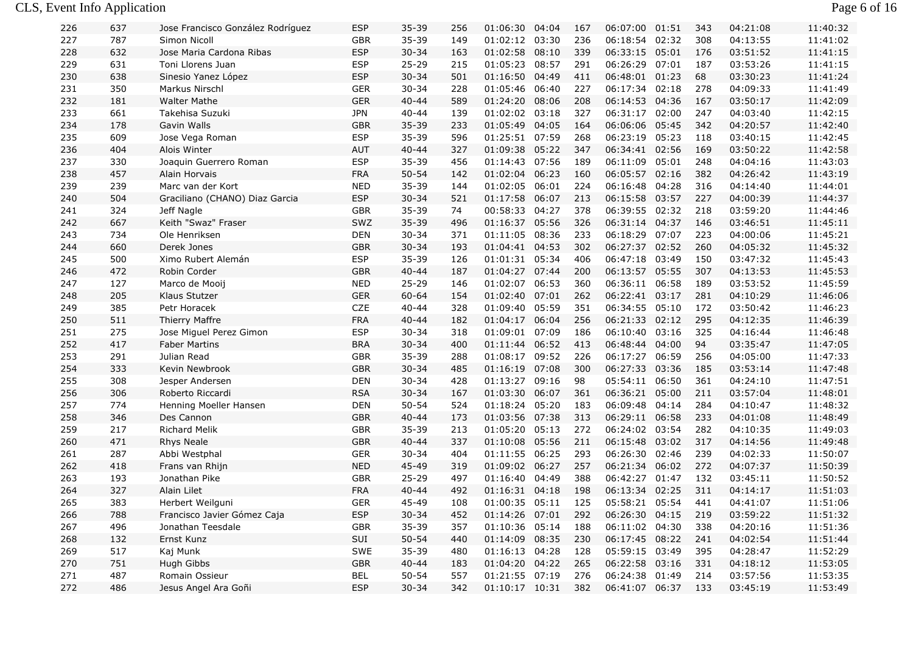| 226 | 637 | Jose Francisco González Rodríguez | ESP | 35-39 | 256 | 01:06:30 | 04:04 | 167 | 06:07:00 | 01:51 | 343 | 04:21:08 | 11:40:32 |
|---|---|---|---|---|---|---|---|---|---|---|---|---|---|
| 227 | 787 | Simon Nicoll | GBR | 35-39 | 149 | 01:02:12 | 03:30 | 236 | 06:18:54 | 02:32 | 308 | 04:13:55 | 11:41:02 |
| 228 | 632 | Jose Maria Cardona Ribas | ESP | 30-34 | 163 | 01:02:58 | 08:10 | 339 | 06:33:15 | 05:01 | 176 | 03:51:52 | 11:41:15 |
| 229 | 631 | Toni Llorens Juan | ESP | 25-29 | 215 | 01:05:23 | 08:57 | 291 | 06:26:29 | 07:01 | 187 | 03:53:26 | 11:41:15 |
| 230 | 638 | Sinesio Yanez López | ESP | 30-34 | 501 | 01:16:50 | 04:49 | 411 | 06:48:01 | 01:23 | 68 | 03:30:23 | 11:41:24 |
| 231 | 350 | Markus Nirschl | GER | 30-34 | 228 | 01:05:46 | 06:40 | 227 | 06:17:34 | 02:18 | 278 | 04:09:33 | 11:41:49 |
| 232 | 181 | Walter Mathe | GER | 40-44 | 589 | 01:24:20 | 08:06 | 208 | 06:14:53 | 04:36 | 167 | 03:50:17 | 11:42:09 |
| 233 | 661 | Takehisa Suzuki | JPN | 40-44 | 139 | 01:02:02 | 03:18 | 327 | 06:31:17 | 02:00 | 247 | 04:03:40 | 11:42:15 |
| 234 | 178 | Gavin Walls | GBR | 35-39 | 233 | 01:05:49 | 04:05 | 164 | 06:06:06 | 05:45 | 342 | 04:20:57 | 11:42:40 |
| 235 | 609 | Jose Vega Roman | ESP | 35-39 | 596 | 01:25:51 | 07:59 | 268 | 06:23:19 | 05:23 | 118 | 03:40:15 | 11:42:45 |
| 236 | 404 | Alois Winter | AUT | 40-44 | 327 | 01:09:38 | 05:22 | 347 | 06:34:41 | 02:56 | 169 | 03:50:22 | 11:42:58 |
| 237 | 330 | Joaquin Guerrero Roman | ESP | 35-39 | 456 | 01:14:43 | 07:56 | 189 | 06:11:09 | 05:01 | 248 | 04:04:16 | 11:43:03 |
| 238 | 457 | Alain Horvais | FRA | 50-54 | 142 | 01:02:04 | 06:23 | 160 | 06:05:57 | 02:16 | 382 | 04:26:42 | 11:43:19 |
| 239 | 239 | Marc van der Kort | NED | 35-39 | 144 | 01:02:05 | 06:01 | 224 | 06:16:48 | 04:28 | 316 | 04:14:40 | 11:44:01 |
| 240 | 504 | Graciliano (CHANO) Diaz Garcia | ESP | 30-34 | 521 | 01:17:58 | 06:07 | 213 | 06:15:58 | 03:57 | 227 | 04:00:39 | 11:44:37 |
| 241 | 324 | Jeff Nagle | GBR | 35-39 | 74 | 00:58:33 | 04:27 | 378 | 06:39:55 | 02:32 | 218 | 03:59:20 | 11:44:46 |
| 242 | 667 | Keith "Swaz" Fraser | SWZ | 35-39 | 496 | 01:16:37 | 05:56 | 326 | 06:31:14 | 04:37 | 146 | 03:46:51 | 11:45:11 |
| 243 | 734 | Ole Henriksen | DEN | 30-34 | 371 | 01:11:05 | 08:36 | 233 | 06:18:29 | 07:07 | 223 | 04:00:06 | 11:45:21 |
| 244 | 660 | Derek Jones | GBR | 30-34 | 193 | 01:04:41 | 04:53 | 302 | 06:27:37 | 02:52 | 260 | 04:05:32 | 11:45:32 |
| 245 | 500 | Ximo Rubert Alemán | ESP | 35-39 | 126 | 01:01:31 | 05:34 | 406 | 06:47:18 | 03:49 | 150 | 03:47:32 | 11:45:43 |
| 246 | 472 | Robin Corder | GBR | 40-44 | 187 | 01:04:27 | 07:44 | 200 | 06:13:57 | 05:55 | 307 | 04:13:53 | 11:45:53 |
| 247 | 127 | Marco de Mooij | NED | 25-29 | 146 | 01:02:07 | 06:53 | 360 | 06:36:11 | 06:58 | 189 | 03:53:52 | 11:45:59 |
| 248 | 205 | Klaus Stutzer | GER | 60-64 | 154 | 01:02:40 | 07:01 | 262 | 06:22:41 | 03:17 | 281 | 04:10:29 | 11:46:06 |
| 249 | 385 | Petr Horacek | CZE | 40-44 | 328 | 01:09:40 | 05:59 | 351 | 06:34:55 | 05:10 | 172 | 03:50:42 | 11:46:23 |
| 250 | 511 | Thierry Maffre | FRA | 40-44 | 182 | 01:04:17 | 06:04 | 256 | 06:21:33 | 02:12 | 295 | 04:12:35 | 11:46:39 |
| 251 | 275 | Jose Miguel Perez Gimon | ESP | 30-34 | 318 | 01:09:01 | 07:09 | 186 | 06:10:40 | 03:16 | 325 | 04:16:44 | 11:46:48 |
| 252 | 417 | Faber Martins | BRA | 30-34 | 400 | 01:11:44 | 06:52 | 413 | 06:48:44 | 04:00 | 94 | 03:35:47 | 11:47:05 |
| 253 | 291 | Julian Read | GBR | 35-39 | 288 | 01:08:17 | 09:52 | 226 | 06:17:27 | 06:59 | 256 | 04:05:00 | 11:47:33 |
| 254 | 333 | Kevin Newbrook | GBR | 30-34 | 485 | 01:16:19 | 07:08 | 300 | 06:27:33 | 03:36 | 185 | 03:53:14 | 11:47:48 |
| 255 | 308 | Jesper Andersen | DEN | 30-34 | 428 | 01:13:27 | 09:16 | 98 | 05:54:11 | 06:50 | 361 | 04:24:10 | 11:47:51 |
| 256 | 306 | Roberto Riccardi | RSA | 30-34 | 167 | 01:03:30 | 06:07 | 361 | 06:36:21 | 05:00 | 211 | 03:57:04 | 11:48:01 |
| 257 | 774 | Henning Moeller Hansen | DEN | 50-54 | 524 | 01:18:24 | 05:20 | 183 | 06:09:48 | 04:14 | 284 | 04:10:47 | 11:48:32 |
| 258 | 346 | Des Cannon | GBR | 40-44 | 173 | 01:03:56 | 07:38 | 313 | 06:29:11 | 06:58 | 233 | 04:01:08 | 11:48:49 |
| 259 | 217 | Richard Melik | GBR | 35-39 | 213 | 01:05:20 | 05:13 | 272 | 06:24:02 | 03:54 | 282 | 04:10:35 | 11:49:03 |
| 260 | 471 | Rhys Neale | GBR | 40-44 | 337 | 01:10:08 | 05:56 | 211 | 06:15:48 | 03:02 | 317 | 04:14:56 | 11:49:48 |
| 261 | 287 | Abbi Westphal | GER | 30-34 | 404 | 01:11:55 | 06:25 | 293 | 06:26:30 | 02:46 | 239 | 04:02:33 | 11:50:07 |
| 262 | 418 | Frans van Rhijn | NED | 45-49 | 319 | 01:09:02 | 06:27 | 257 | 06:21:34 | 06:02 | 272 | 04:07:37 | 11:50:39 |
| 263 | 193 | Jonathan Pike | GBR | 25-29 | 497 | 01:16:40 | 04:49 | 388 | 06:42:27 | 01:47 | 132 | 03:45:11 | 11:50:52 |
| 264 | 327 | Alain Lilet | FRA | 40-44 | 492 | 01:16:31 | 04:18 | 198 | 06:13:34 | 02:25 | 311 | 04:14:17 | 11:51:03 |
| 265 | 383 | Herbert Weilguni | GER | 45-49 | 108 | 01:00:35 | 05:11 | 125 | 05:58:21 | 05:54 | 441 | 04:41:07 | 11:51:06 |
| 266 | 788 | Francisco Javier Gómez Caja | ESP | 30-34 | 452 | 01:14:26 | 07:01 | 292 | 06:26:30 | 04:15 | 219 | 03:59:22 | 11:51:32 |
| 267 | 496 | Jonathan Teesdale | GBR | 35-39 | 357 | 01:10:36 | 05:14 | 188 | 06:11:02 | 04:30 | 338 | 04:20:16 | 11:51:36 |
| 268 | 132 | Ernst Kunz | SUI | 50-54 | 440 | 01:14:09 | 08:35 | 230 | 06:17:45 | 08:22 | 241 | 04:02:54 | 11:51:44 |
| 269 | 517 | Kaj Munk | SWE | 35-39 | 480 | 01:16:13 | 04:28 | 128 | 05:59:15 | 03:49 | 395 | 04:28:47 | 11:52:29 |
| 270 | 751 | Hugh Gibbs | GBR | 40-44 | 183 | 01:04:20 | 04:22 | 265 | 06:22:58 | 03:16 | 331 | 04:18:12 | 11:53:05 |
| 271 | 487 | Romain Ossieur | BEL | 50-54 | 557 | 01:21:55 | 07:19 | 276 | 06:24:38 | 01:49 | 214 | 03:57:56 | 11:53:35 |
| 272 | 486 | Jesus Angel Ara Goñi | ESP | 30-34 | 342 | 01:10:17 | 10:31 | 382 | 06:41:07 | 06:37 | 133 | 03:45:19 | 11:53:49 |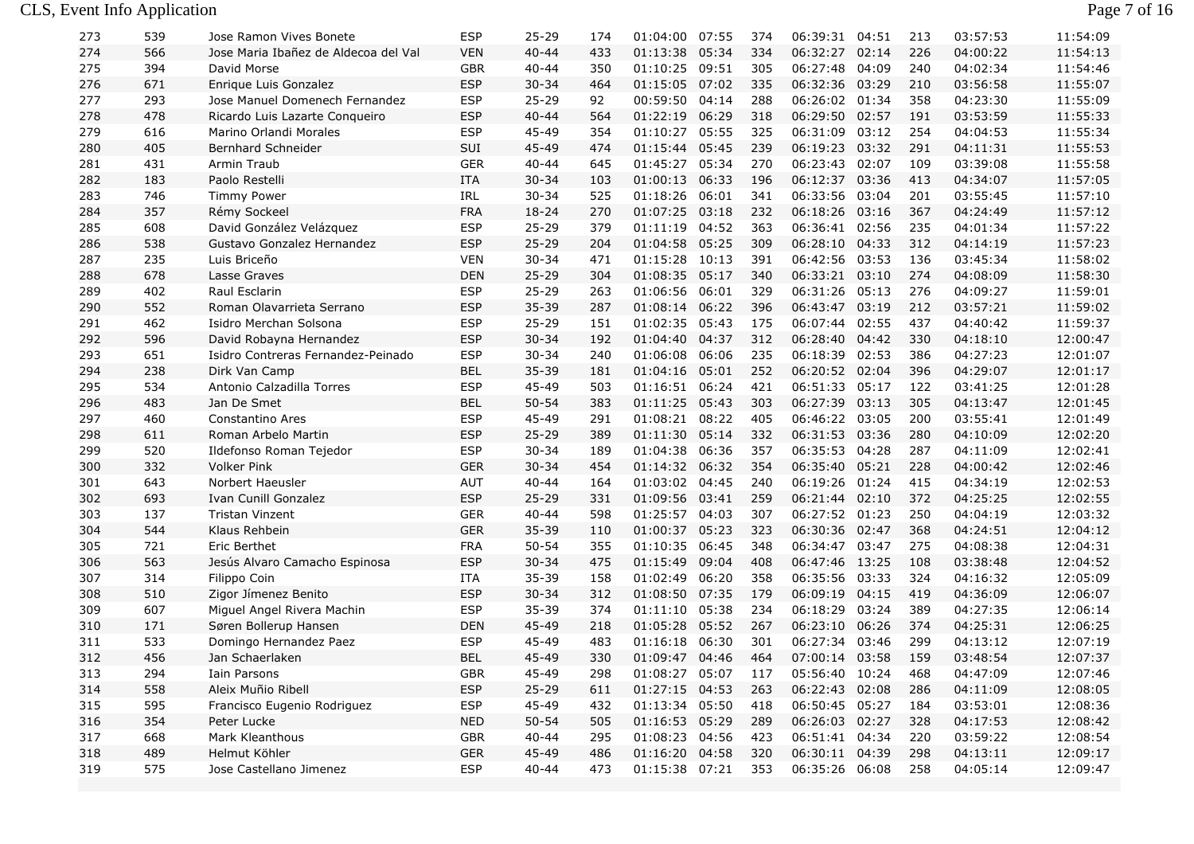| | | | | | | | | | | | | | |
|---|---|---|---|---|---|---|---|---|---|---|---|---|---|
| 273 | 539 | Jose Ramon Vives Bonete | ESP | 25-29 | 174 | 01:04:00 | 07:55 | 374 | 06:39:31 | 04:51 | 213 | 03:57:53 | 11:54:09 |
| 274 | 566 | Jose Maria Ibañez de Aldecoa del Val | VEN | 40-44 | 433 | 01:13:38 | 05:34 | 334 | 06:32:27 | 02:14 | 226 | 04:00:22 | 11:54:13 |
| 275 | 394 | David Morse | GBR | 40-44 | 350 | 01:10:25 | 09:51 | 305 | 06:27:48 | 04:09 | 240 | 04:02:34 | 11:54:46 |
| 276 | 671 | Enrique Luis Gonzalez | ESP | 30-34 | 464 | 01:15:05 | 07:02 | 335 | 06:32:36 | 03:29 | 210 | 03:56:58 | 11:55:07 |
| 277 | 293 | Jose Manuel Domenech Fernandez | ESP | 25-29 | 92 | 00:59:50 | 04:14 | 288 | 06:26:02 | 01:34 | 358 | 04:23:30 | 11:55:09 |
| 278 | 478 | Ricardo Luis Lazarte Conqueiro | ESP | 40-44 | 564 | 01:22:19 | 06:29 | 318 | 06:29:50 | 02:57 | 191 | 03:53:59 | 11:55:33 |
| 279 | 616 | Marino Orlandi Morales | ESP | 45-49 | 354 | 01:10:27 | 05:55 | 325 | 06:31:09 | 03:12 | 254 | 04:04:53 | 11:55:34 |
| 280 | 405 | Bernhard Schneider | SUI | 45-49 | 474 | 01:15:44 | 05:45 | 239 | 06:19:23 | 03:32 | 291 | 04:11:31 | 11:55:53 |
| 281 | 431 | Armin Traub | GER | 40-44 | 645 | 01:45:27 | 05:34 | 270 | 06:23:43 | 02:07 | 109 | 03:39:08 | 11:55:58 |
| 282 | 183 | Paolo Restelli | ITA | 30-34 | 103 | 01:00:13 | 06:33 | 196 | 06:12:37 | 03:36 | 413 | 04:34:07 | 11:57:05 |
| 283 | 746 | Timmy Power | IRL | 30-34 | 525 | 01:18:26 | 06:01 | 341 | 06:33:56 | 03:04 | 201 | 03:55:45 | 11:57:10 |
| 284 | 357 | Rémy Sockeel | FRA | 18-24 | 270 | 01:07:25 | 03:18 | 232 | 06:18:26 | 03:16 | 367 | 04:24:49 | 11:57:12 |
| 285 | 608 | David González Velázquez | ESP | 25-29 | 379 | 01:11:19 | 04:52 | 363 | 06:36:41 | 02:56 | 235 | 04:01:34 | 11:57:22 |
| 286 | 538 | Gustavo Gonzalez Hernandez | ESP | 25-29 | 204 | 01:04:58 | 05:25 | 309 | 06:28:10 | 04:33 | 312 | 04:14:19 | 11:57:23 |
| 287 | 235 | Luis Briceño | VEN | 30-34 | 471 | 01:15:28 | 10:13 | 391 | 06:42:56 | 03:53 | 136 | 03:45:34 | 11:58:02 |
| 288 | 678 | Lasse Graves | DEN | 25-29 | 304 | 01:08:35 | 05:17 | 340 | 06:33:21 | 03:10 | 274 | 04:08:09 | 11:58:30 |
| 289 | 402 | Raul Esclarin | ESP | 25-29 | 263 | 01:06:56 | 06:01 | 329 | 06:31:26 | 05:13 | 276 | 04:09:27 | 11:59:01 |
| 290 | 552 | Roman Olavarrieta Serrano | ESP | 35-39 | 287 | 01:08:14 | 06:22 | 396 | 06:43:47 | 03:19 | 212 | 03:57:21 | 11:59:02 |
| 291 | 462 | Isidro Merchan Solsona | ESP | 25-29 | 151 | 01:02:35 | 05:43 | 175 | 06:07:44 | 02:55 | 437 | 04:40:42 | 11:59:37 |
| 292 | 596 | David Robayna Hernandez | ESP | 30-34 | 192 | 01:04:40 | 04:37 | 312 | 06:28:40 | 04:42 | 330 | 04:18:10 | 12:00:47 |
| 293 | 651 | Isidro Contreras Fernandez-Peinado | ESP | 30-34 | 240 | 01:06:08 | 06:06 | 235 | 06:18:39 | 02:53 | 386 | 04:27:23 | 12:01:07 |
| 294 | 238 | Dirk Van Camp | BEL | 35-39 | 181 | 01:04:16 | 05:01 | 252 | 06:20:52 | 02:04 | 396 | 04:29:07 | 12:01:17 |
| 295 | 534 | Antonio Calzadilla Torres | ESP | 45-49 | 503 | 01:16:51 | 06:24 | 421 | 06:51:33 | 05:17 | 122 | 03:41:25 | 12:01:28 |
| 296 | 483 | Jan De Smet | BEL | 50-54 | 383 | 01:11:25 | 05:43 | 303 | 06:27:39 | 03:13 | 305 | 04:13:47 | 12:01:45 |
| 297 | 460 | Constantino Ares | ESP | 45-49 | 291 | 01:08:21 | 08:22 | 405 | 06:46:22 | 03:05 | 200 | 03:55:41 | 12:01:49 |
| 298 | 611 | Roman Arbelo Martin | ESP | 25-29 | 389 | 01:11:30 | 05:14 | 332 | 06:31:53 | 03:36 | 280 | 04:10:09 | 12:02:20 |
| 299 | 520 | Ildefonso Roman Tejedor | ESP | 30-34 | 189 | 01:04:38 | 06:36 | 357 | 06:35:53 | 04:28 | 287 | 04:11:09 | 12:02:41 |
| 300 | 332 | Volker Pink | GER | 30-34 | 454 | 01:14:32 | 06:32 | 354 | 06:35:40 | 05:21 | 228 | 04:00:42 | 12:02:46 |
| 301 | 643 | Norbert Haeusler | AUT | 40-44 | 164 | 01:03:02 | 04:45 | 240 | 06:19:26 | 01:24 | 415 | 04:34:19 | 12:02:53 |
| 302 | 693 | Ivan Cunill Gonzalez | ESP | 25-29 | 331 | 01:09:56 | 03:41 | 259 | 06:21:44 | 02:10 | 372 | 04:25:25 | 12:02:55 |
| 303 | 137 | Tristan Vinzent | GER | 40-44 | 598 | 01:25:57 | 04:03 | 307 | 06:27:52 | 01:23 | 250 | 04:04:19 | 12:03:32 |
| 304 | 544 | Klaus Rehbein | GER | 35-39 | 110 | 01:00:37 | 05:23 | 323 | 06:30:36 | 02:47 | 368 | 04:24:51 | 12:04:12 |
| 305 | 721 | Eric Berthet | FRA | 50-54 | 355 | 01:10:35 | 06:45 | 348 | 06:34:47 | 03:47 | 275 | 04:08:38 | 12:04:31 |
| 306 | 563 | Jesús Alvaro Camacho Espinosa | ESP | 30-34 | 475 | 01:15:49 | 09:04 | 408 | 06:47:46 | 13:25 | 108 | 03:38:48 | 12:04:52 |
| 307 | 314 | Filippo Coin | ITA | 35-39 | 158 | 01:02:49 | 06:20 | 358 | 06:35:56 | 03:33 | 324 | 04:16:32 | 12:05:09 |
| 308 | 510 | Zigor Jímenez Benito | ESP | 30-34 | 312 | 01:08:50 | 07:35 | 179 | 06:09:19 | 04:15 | 419 | 04:36:09 | 12:06:07 |
| 309 | 607 | Miguel Angel Rivera Machin | ESP | 35-39 | 374 | 01:11:10 | 05:38 | 234 | 06:18:29 | 03:24 | 389 | 04:27:35 | 12:06:14 |
| 310 | 171 | Søren Bollerup Hansen | DEN | 45-49 | 218 | 01:05:28 | 05:52 | 267 | 06:23:10 | 06:26 | 374 | 04:25:31 | 12:06:25 |
| 311 | 533 | Domingo Hernandez Paez | ESP | 45-49 | 483 | 01:16:18 | 06:30 | 301 | 06:27:34 | 03:46 | 299 | 04:13:12 | 12:07:19 |
| 312 | 456 | Jan Schaerlaken | BEL | 45-49 | 330 | 01:09:47 | 04:46 | 464 | 07:00:14 | 03:58 | 159 | 03:48:54 | 12:07:37 |
| 313 | 294 | Iain Parsons | GBR | 45-49 | 298 | 01:08:27 | 05:07 | 117 | 05:56:40 | 10:24 | 468 | 04:47:09 | 12:07:46 |
| 314 | 558 | Aleix Muñio Ribell | ESP | 25-29 | 611 | 01:27:15 | 04:53 | 263 | 06:22:43 | 02:08 | 286 | 04:11:09 | 12:08:05 |
| 315 | 595 | Francisco Eugenio Rodriguez | ESP | 45-49 | 432 | 01:13:34 | 05:50 | 418 | 06:50:45 | 05:27 | 184 | 03:53:01 | 12:08:36 |
| 316 | 354 | Peter Lucke | NED | 50-54 | 505 | 01:16:53 | 05:29 | 289 | 06:26:03 | 02:27 | 328 | 04:17:53 | 12:08:42 |
| 317 | 668 | Mark Kleanthous | GBR | 40-44 | 295 | 01:08:23 | 04:56 | 423 | 06:51:41 | 04:34 | 220 | 03:59:22 | 12:08:54 |
| 318 | 489 | Helmut Köhler | GER | 45-49 | 486 | 01:16:20 | 04:58 | 320 | 06:30:11 | 04:39 | 298 | 04:13:11 | 12:09:17 |
| 319 | 575 | Jose Castellano Jimenez | ESP | 40-44 | 473 | 01:15:38 | 07:21 | 353 | 06:35:26 | 06:08 | 258 | 04:05:14 | 12:09:47 |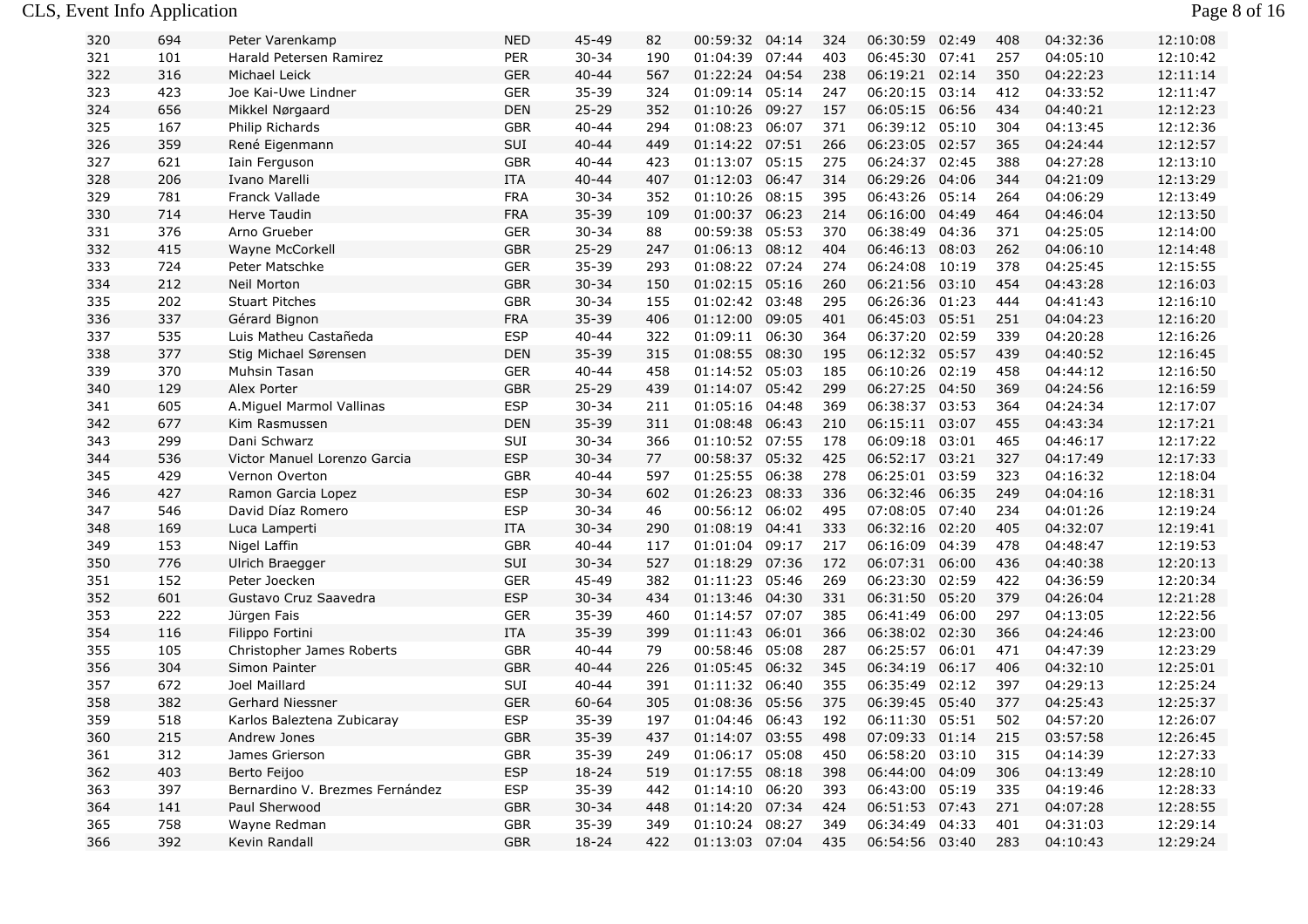| | | | | | | | | | | | | | |
|---|---|---|---|---|---|---|---|---|---|---|---|---|---|
| 320 | 694 | Peter Varenkamp | NED | 45-49 | 82 | 00:59:32 | 04:14 | 324 | 06:30:59 | 02:49 | 408 | 04:32:36 | 12:10:08 |
| 321 | 101 | Harald Petersen Ramirez | PER | 30-34 | 190 | 01:04:39 | 07:44 | 403 | 06:45:30 | 07:41 | 257 | 04:05:10 | 12:10:42 |
| 322 | 316 | Michael Leick | GER | 40-44 | 567 | 01:22:24 | 04:54 | 238 | 06:19:21 | 02:14 | 350 | 04:22:23 | 12:11:14 |
| 323 | 423 | Joe Kai-Uwe Lindner | GER | 35-39 | 324 | 01:09:14 | 05:14 | 247 | 06:20:15 | 03:14 | 412 | 04:33:52 | 12:11:47 |
| 324 | 656 | Mikkel Nørgaard | DEN | 25-29 | 352 | 01:10:26 | 09:27 | 157 | 06:05:15 | 06:56 | 434 | 04:40:21 | 12:12:23 |
| 325 | 167 | Philip Richards | GBR | 40-44 | 294 | 01:08:23 | 06:07 | 371 | 06:39:12 | 05:10 | 304 | 04:13:45 | 12:12:36 |
| 326 | 359 | René Eigenmann | SUI | 40-44 | 449 | 01:14:22 | 07:51 | 266 | 06:23:05 | 02:57 | 365 | 04:24:44 | 12:12:57 |
| 327 | 621 | Iain Ferguson | GBR | 40-44 | 423 | 01:13:07 | 05:15 | 275 | 06:24:37 | 02:45 | 388 | 04:27:28 | 12:13:10 |
| 328 | 206 | Ivano Marelli | ITA | 40-44 | 407 | 01:12:03 | 06:47 | 314 | 06:29:26 | 04:06 | 344 | 04:21:09 | 12:13:29 |
| 329 | 781 | Franck Vallade | FRA | 30-34 | 352 | 01:10:26 | 08:15 | 395 | 06:43:26 | 05:14 | 264 | 04:06:29 | 12:13:49 |
| 330 | 714 | Herve Taudin | FRA | 35-39 | 109 | 01:00:37 | 06:23 | 214 | 06:16:00 | 04:49 | 464 | 04:46:04 | 12:13:50 |
| 331 | 376 | Arno Grueber | GER | 30-34 | 88 | 00:59:38 | 05:53 | 370 | 06:38:49 | 04:36 | 371 | 04:25:05 | 12:14:00 |
| 332 | 415 | Wayne McCorkell | GBR | 25-29 | 247 | 01:06:13 | 08:12 | 404 | 06:46:13 | 08:03 | 262 | 04:06:10 | 12:14:48 |
| 333 | 724 | Peter Matschke | GER | 35-39 | 293 | 01:08:22 | 07:24 | 274 | 06:24:08 | 10:19 | 378 | 04:25:45 | 12:15:55 |
| 334 | 212 | Neil Morton | GBR | 30-34 | 150 | 01:02:15 | 05:16 | 260 | 06:21:56 | 03:10 | 454 | 04:43:28 | 12:16:03 |
| 335 | 202 | Stuart Pitches | GBR | 30-34 | 155 | 01:02:42 | 03:48 | 295 | 06:26:36 | 01:23 | 444 | 04:41:43 | 12:16:10 |
| 336 | 337 | Gérard Bignon | FRA | 35-39 | 406 | 01:12:00 | 09:05 | 401 | 06:45:03 | 05:51 | 251 | 04:04:23 | 12:16:20 |
| 337 | 535 | Luis Matheu Castañeda | ESP | 40-44 | 322 | 01:09:11 | 06:30 | 364 | 06:37:20 | 02:59 | 339 | 04:20:28 | 12:16:26 |
| 338 | 377 | Stig Michael Sørensen | DEN | 35-39 | 315 | 01:08:55 | 08:30 | 195 | 06:12:32 | 05:57 | 439 | 04:40:52 | 12:16:45 |
| 339 | 370 | Muhsin Tasan | GER | 40-44 | 458 | 01:14:52 | 05:03 | 185 | 06:10:26 | 02:19 | 458 | 04:44:12 | 12:16:50 |
| 340 | 129 | Alex Porter | GBR | 25-29 | 439 | 01:14:07 | 05:42 | 299 | 06:27:25 | 04:50 | 369 | 04:24:56 | 12:16:59 |
| 341 | 605 | A.Miguel Marmol Vallinas | ESP | 30-34 | 211 | 01:05:16 | 04:48 | 369 | 06:38:37 | 03:53 | 364 | 04:24:34 | 12:17:07 |
| 342 | 677 | Kim Rasmussen | DEN | 35-39 | 311 | 01:08:48 | 06:43 | 210 | 06:15:11 | 03:07 | 455 | 04:43:34 | 12:17:21 |
| 343 | 299 | Dani Schwarz | SUI | 30-34 | 366 | 01:10:52 | 07:55 | 178 | 06:09:18 | 03:01 | 465 | 04:46:17 | 12:17:22 |
| 344 | 536 | Victor Manuel Lorenzo Garcia | ESP | 30-34 | 77 | 00:58:37 | 05:32 | 425 | 06:52:17 | 03:21 | 327 | 04:17:49 | 12:17:33 |
| 345 | 429 | Vernon Overton | GBR | 40-44 | 597 | 01:25:55 | 06:38 | 278 | 06:25:01 | 03:59 | 323 | 04:16:32 | 12:18:04 |
| 346 | 427 | Ramon Garcia Lopez | ESP | 30-34 | 602 | 01:26:23 | 08:33 | 336 | 06:32:46 | 06:35 | 249 | 04:04:16 | 12:18:31 |
| 347 | 546 | David Díaz Romero | ESP | 30-34 | 46 | 00:56:12 | 06:02 | 495 | 07:08:05 | 07:40 | 234 | 04:01:26 | 12:19:24 |
| 348 | 169 | Luca Lamperti | ITA | 30-34 | 290 | 01:08:19 | 04:41 | 333 | 06:32:16 | 02:20 | 405 | 04:32:07 | 12:19:41 |
| 349 | 153 | Nigel Laffin | GBR | 40-44 | 117 | 01:01:04 | 09:17 | 217 | 06:16:09 | 04:39 | 478 | 04:48:47 | 12:19:53 |
| 350 | 776 | Ulrich Braegger | SUI | 30-34 | 527 | 01:18:29 | 07:36 | 172 | 06:07:31 | 06:00 | 436 | 04:40:38 | 12:20:13 |
| 351 | 152 | Peter Joecken | GER | 45-49 | 382 | 01:11:23 | 05:46 | 269 | 06:23:30 | 02:59 | 422 | 04:36:59 | 12:20:34 |
| 352 | 601 | Gustavo Cruz Saavedra | ESP | 30-34 | 434 | 01:13:46 | 04:30 | 331 | 06:31:50 | 05:20 | 379 | 04:26:04 | 12:21:28 |
| 353 | 222 | Jürgen Fais | GER | 35-39 | 460 | 01:14:57 | 07:07 | 385 | 06:41:49 | 06:00 | 297 | 04:13:05 | 12:22:56 |
| 354 | 116 | Filippo Fortini | ITA | 35-39 | 399 | 01:11:43 | 06:01 | 366 | 06:38:02 | 02:30 | 366 | 04:24:46 | 12:23:00 |
| 355 | 105 | Christopher James Roberts | GBR | 40-44 | 79 | 00:58:46 | 05:08 | 287 | 06:25:57 | 06:01 | 471 | 04:47:39 | 12:23:29 |
| 356 | 304 | Simon Painter | GBR | 40-44 | 226 | 01:05:45 | 06:32 | 345 | 06:34:19 | 06:17 | 406 | 04:32:10 | 12:25:01 |
| 357 | 672 | Joel Maillard | SUI | 40-44 | 391 | 01:11:32 | 06:40 | 355 | 06:35:49 | 02:12 | 397 | 04:29:13 | 12:25:24 |
| 358 | 382 | Gerhard Niessner | GER | 60-64 | 305 | 01:08:36 | 05:56 | 375 | 06:39:45 | 05:40 | 377 | 04:25:43 | 12:25:37 |
| 359 | 518 | Karlos Baleztena Zubicaray | ESP | 35-39 | 197 | 01:04:46 | 06:43 | 192 | 06:11:30 | 05:51 | 502 | 04:57:20 | 12:26:07 |
| 360 | 215 | Andrew Jones | GBR | 35-39 | 437 | 01:14:07 | 03:55 | 498 | 07:09:33 | 01:14 | 215 | 03:57:58 | 12:26:45 |
| 361 | 312 | James Grierson | GBR | 35-39 | 249 | 01:06:17 | 05:08 | 450 | 06:58:20 | 03:10 | 315 | 04:14:39 | 12:27:33 |
| 362 | 403 | Berto Feijoo | ESP | 18-24 | 519 | 01:17:55 | 08:18 | 398 | 06:44:00 | 04:09 | 306 | 04:13:49 | 12:28:10 |
| 363 | 397 | Bernardino V. Brezmes Fernández | ESP | 35-39 | 442 | 01:14:10 | 06:20 | 393 | 06:43:00 | 05:19 | 335 | 04:19:46 | 12:28:33 |
| 364 | 141 | Paul Sherwood | GBR | 30-34 | 448 | 01:14:20 | 07:34 | 424 | 06:51:53 | 07:43 | 271 | 04:07:28 | 12:28:55 |
| 365 | 758 | Wayne Redman | GBR | 35-39 | 349 | 01:10:24 | 08:27 | 349 | 06:34:49 | 04:33 | 401 | 04:31:03 | 12:29:14 |
| 366 | 392 | Kevin Randall | GBR | 18-24 | 422 | 01:13:03 | 07:04 | 435 | 06:54:56 | 03:40 | 283 | 04:10:43 | 12:29:24 |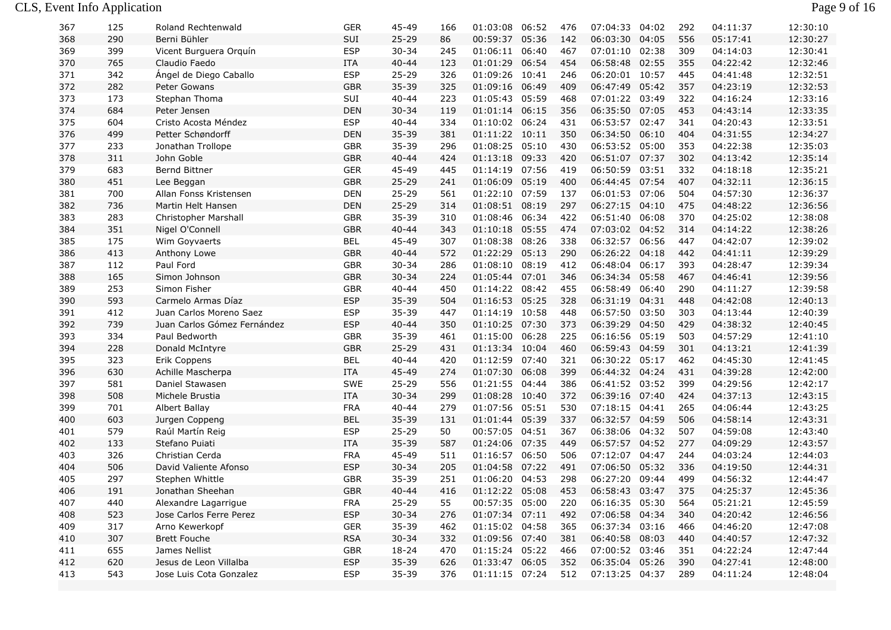| | | | | | | | | | | | | | |
|---|---|---|---|---|---|---|---|---|---|---|---|---|---|
| 367 | 125 | Roland Rechtenwald | GER | 45-49 | 166 | 01:03:08 | 06:52 | 476 | 07:04:33 | 04:02 | 292 | 04:11:37 | 12:30:10 |
| 368 | 290 | Berni Bühler | SUI | 25-29 | 86 | 00:59:37 | 05:36 | 142 | 06:03:30 | 04:05 | 556 | 05:17:41 | 12:30:27 |
| 369 | 399 | Vicent Burguera Orquín | ESP | 30-34 | 245 | 01:06:11 | 06:40 | 467 | 07:01:10 | 02:38 | 309 | 04:14:03 | 12:30:41 |
| 370 | 765 | Claudio Faedo | ITA | 40-44 | 123 | 01:01:29 | 06:54 | 454 | 06:58:48 | 02:55 | 355 | 04:22:42 | 12:32:46 |
| 371 | 342 | Ángel de Diego Caballo | ESP | 25-29 | 326 | 01:09:26 | 10:41 | 246 | 06:20:01 | 10:57 | 445 | 04:41:48 | 12:32:51 |
| 372 | 282 | Peter Gowans | GBR | 35-39 | 325 | 01:09:16 | 06:49 | 409 | 06:47:49 | 05:42 | 357 | 04:23:19 | 12:32:53 |
| 373 | 173 | Stephan Thoma | SUI | 40-44 | 223 | 01:05:43 | 05:59 | 468 | 07:01:22 | 03:49 | 322 | 04:16:24 | 12:33:16 |
| 374 | 684 | Peter Jensen | DEN | 30-34 | 119 | 01:01:14 | 06:15 | 356 | 06:35:50 | 07:05 | 453 | 04:43:14 | 12:33:35 |
| 375 | 604 | Cristo Acosta Méndez | ESP | 40-44 | 334 | 01:10:02 | 06:24 | 431 | 06:53:57 | 02:47 | 341 | 04:20:43 | 12:33:51 |
| 376 | 499 | Petter Schøndorff | DEN | 35-39 | 381 | 01:11:22 | 10:11 | 350 | 06:34:50 | 06:10 | 404 | 04:31:55 | 12:34:27 |
| 377 | 233 | Jonathan Trollope | GBR | 35-39 | 296 | 01:08:25 | 05:10 | 430 | 06:53:52 | 05:00 | 353 | 04:22:38 | 12:35:03 |
| 378 | 311 | John Goble | GBR | 40-44 | 424 | 01:13:18 | 09:33 | 420 | 06:51:07 | 07:37 | 302 | 04:13:42 | 12:35:14 |
| 379 | 683 | Bernd Bittner | GER | 45-49 | 445 | 01:14:19 | 07:56 | 419 | 06:50:59 | 03:51 | 332 | 04:18:18 | 12:35:21 |
| 380 | 451 | Lee Beggan | GBR | 25-29 | 241 | 01:06:09 | 05:19 | 400 | 06:44:45 | 07:54 | 407 | 04:32:11 | 12:36:15 |
| 381 | 700 | Allan Fonss Kristensen | DEN | 25-29 | 561 | 01:22:10 | 07:59 | 137 | 06:01:53 | 07:06 | 504 | 04:57:30 | 12:36:37 |
| 382 | 736 | Martin Helt Hansen | DEN | 25-29 | 314 | 01:08:51 | 08:19 | 297 | 06:27:15 | 04:10 | 475 | 04:48:22 | 12:36:56 |
| 383 | 283 | Christopher Marshall | GBR | 35-39 | 310 | 01:08:46 | 06:34 | 422 | 06:51:40 | 06:08 | 370 | 04:25:02 | 12:38:08 |
| 384 | 351 | Nigel O'Connell | GBR | 40-44 | 343 | 01:10:18 | 05:55 | 474 | 07:03:02 | 04:52 | 314 | 04:14:22 | 12:38:26 |
| 385 | 175 | Wim Goyvaerts | BEL | 45-49 | 307 | 01:08:38 | 08:26 | 338 | 06:32:57 | 06:56 | 447 | 04:42:07 | 12:39:02 |
| 386 | 413 | Anthony Lowe | GBR | 40-44 | 572 | 01:22:29 | 05:13 | 290 | 06:26:22 | 04:18 | 442 | 04:41:11 | 12:39:29 |
| 387 | 112 | Paul Ford | GBR | 30-34 | 286 | 01:08:10 | 08:19 | 412 | 06:48:04 | 06:17 | 393 | 04:28:47 | 12:39:34 |
| 388 | 165 | Simon Johnson | GBR | 30-34 | 224 | 01:05:44 | 07:01 | 346 | 06:34:34 | 05:58 | 467 | 04:46:41 | 12:39:56 |
| 389 | 253 | Simon Fisher | GBR | 40-44 | 450 | 01:14:22 | 08:42 | 455 | 06:58:49 | 06:40 | 290 | 04:11:27 | 12:39:58 |
| 390 | 593 | Carmelo Armas Díaz | ESP | 35-39 | 504 | 01:16:53 | 05:25 | 328 | 06:31:19 | 04:31 | 448 | 04:42:08 | 12:40:13 |
| 391 | 412 | Juan Carlos Moreno Saez | ESP | 35-39 | 447 | 01:14:19 | 10:58 | 448 | 06:57:50 | 03:50 | 303 | 04:13:44 | 12:40:39 |
| 392 | 739 | Juan Carlos Gómez Fernández | ESP | 40-44 | 350 | 01:10:25 | 07:30 | 373 | 06:39:29 | 04:50 | 429 | 04:38:32 | 12:40:45 |
| 393 | 334 | Paul Bedworth | GBR | 35-39 | 461 | 01:15:00 | 06:28 | 225 | 06:16:56 | 05:19 | 503 | 04:57:29 | 12:41:10 |
| 394 | 228 | Donald McIntyre | GBR | 25-29 | 431 | 01:13:34 | 10:04 | 460 | 06:59:43 | 04:59 | 301 | 04:13:21 | 12:41:39 |
| 395 | 323 | Erik Coppens | BEL | 40-44 | 420 | 01:12:59 | 07:40 | 321 | 06:30:22 | 05:17 | 462 | 04:45:30 | 12:41:45 |
| 396 | 630 | Achille Mascherpa | ITA | 45-49 | 274 | 01:07:30 | 06:08 | 399 | 06:44:32 | 04:24 | 431 | 04:39:28 | 12:42:00 |
| 397 | 581 | Daniel Stawasen | SWE | 25-29 | 556 | 01:21:55 | 04:44 | 386 | 06:41:52 | 03:52 | 399 | 04:29:56 | 12:42:17 |
| 398 | 508 | Michele Brustia | ITA | 30-34 | 299 | 01:08:28 | 10:40 | 372 | 06:39:16 | 07:40 | 424 | 04:37:13 | 12:43:15 |
| 399 | 701 | Albert Ballay | FRA | 40-44 | 279 | 01:07:56 | 05:51 | 530 | 07:18:15 | 04:41 | 265 | 04:06:44 | 12:43:25 |
| 400 | 603 | Jurgen Coppeng | BEL | 35-39 | 131 | 01:01:44 | 05:39 | 337 | 06:32:57 | 04:59 | 506 | 04:58:14 | 12:43:31 |
| 401 | 579 | Raúl Martín Reig | ESP | 25-29 | 50 | 00:57:05 | 04:51 | 367 | 06:38:06 | 04:32 | 507 | 04:59:08 | 12:43:40 |
| 402 | 133 | Stefano Puiati | ITA | 35-39 | 587 | 01:24:06 | 07:35 | 449 | 06:57:57 | 04:52 | 277 | 04:09:29 | 12:43:57 |
| 403 | 326 | Christian Cerda | FRA | 45-49 | 511 | 01:16:57 | 06:50 | 506 | 07:12:07 | 04:47 | 244 | 04:03:24 | 12:44:03 |
| 404 | 506 | David Valiente Afonso | ESP | 30-34 | 205 | 01:04:58 | 07:22 | 491 | 07:06:50 | 05:32 | 336 | 04:19:50 | 12:44:31 |
| 405 | 297 | Stephen Whittle | GBR | 35-39 | 251 | 01:06:20 | 04:53 | 298 | 06:27:20 | 09:44 | 499 | 04:56:32 | 12:44:47 |
| 406 | 191 | Jonathan Sheehan | GBR | 40-44 | 416 | 01:12:22 | 05:08 | 453 | 06:58:43 | 03:47 | 375 | 04:25:37 | 12:45:36 |
| 407 | 440 | Alexandre Lagarrigue | FRA | 25-29 | 55 | 00:57:35 | 05:00 | 220 | 06:16:35 | 05:30 | 564 | 05:21:21 | 12:45:59 |
| 408 | 523 | Jose Carlos Ferre Perez | ESP | 30-34 | 276 | 01:07:34 | 07:11 | 492 | 07:06:58 | 04:34 | 340 | 04:20:42 | 12:46:56 |
| 409 | 317 | Arno Kewerkopf | GER | 35-39 | 462 | 01:15:02 | 04:58 | 365 | 06:37:34 | 03:16 | 466 | 04:46:20 | 12:47:08 |
| 410 | 307 | Brett Fouche | RSA | 30-34 | 332 | 01:09:56 | 07:40 | 381 | 06:40:58 | 08:03 | 440 | 04:40:57 | 12:47:32 |
| 411 | 655 | James Nellist | GBR | 18-24 | 470 | 01:15:24 | 05:22 | 466 | 07:00:52 | 03:46 | 351 | 04:22:24 | 12:47:44 |
| 412 | 620 | Jesus de Leon Villalba | ESP | 35-39 | 626 | 01:33:47 | 06:05 | 352 | 06:35:04 | 05:26 | 390 | 04:27:41 | 12:48:00 |
| 413 | 543 | Jose Luis Cota Gonzalez | ESP | 35-39 | 376 | 01:11:15 | 07:24 | 512 | 07:13:25 | 04:37 | 289 | 04:11:24 | 12:48:04 |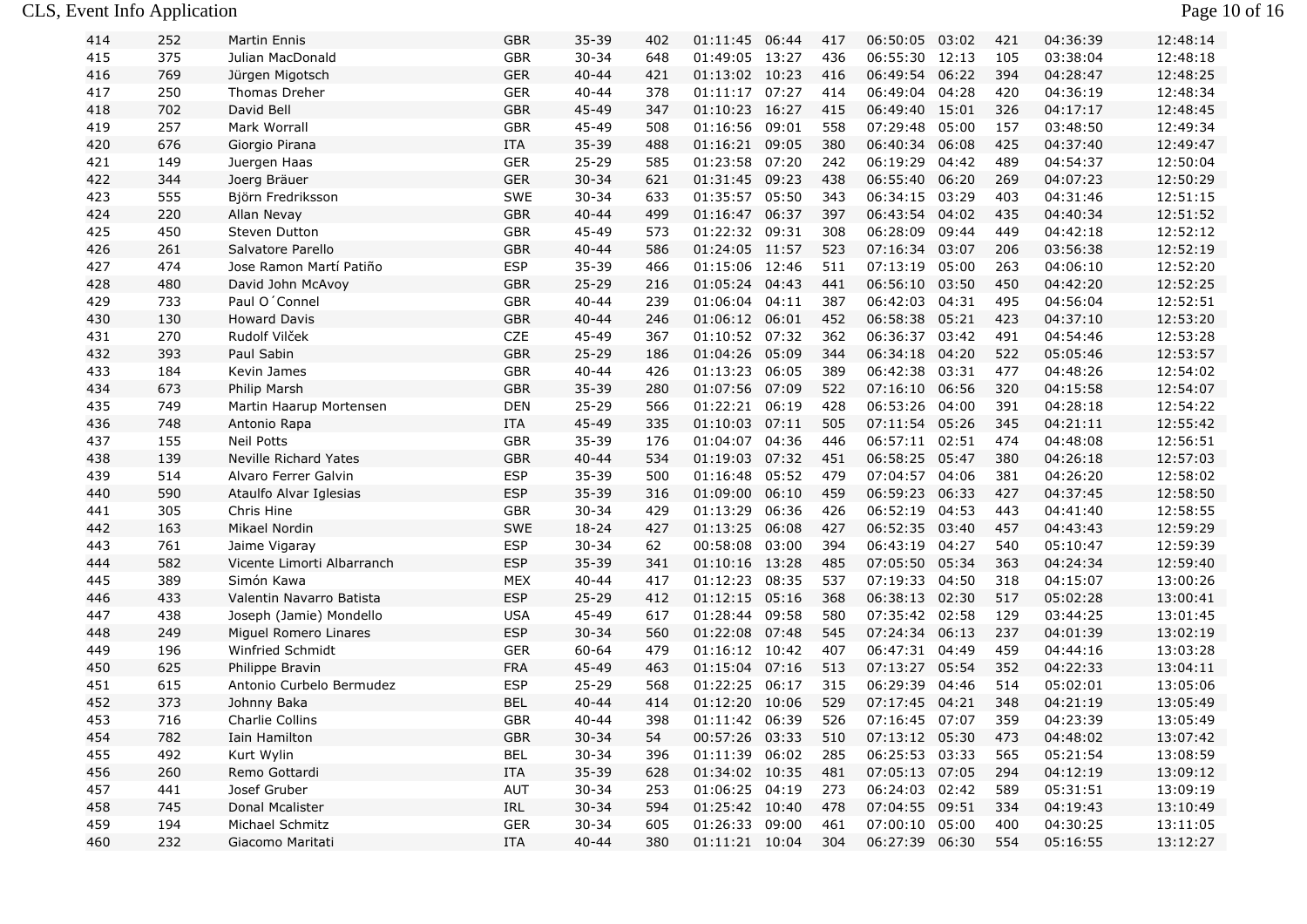| 414 | 252 | Martin Ennis | GBR | 35-39 | 402 | 01:11:45 | 06:44 | 417 | 06:50:05 | 03:02 | 421 | 04:36:39 | 12:48:14 |
|---|---|---|---|---|---|---|---|---|---|---|---|---|---|
| 415 | 375 | Julian MacDonald | GBR | 30-34 | 648 | 01:49:05 | 13:27 | 436 | 06:55:30 | 12:13 | 105 | 03:38:04 | 12:48:18 |
| 416 | 769 | Jürgen Migotsch | GER | 40-44 | 421 | 01:13:02 | 10:23 | 416 | 06:49:54 | 06:22 | 394 | 04:28:47 | 12:48:25 |
| 417 | 250 | Thomas Dreher | GER | 40-44 | 378 | 01:11:17 | 07:27 | 414 | 06:49:04 | 04:28 | 420 | 04:36:19 | 12:48:34 |
| 418 | 702 | David Bell | GBR | 45-49 | 347 | 01:10:23 | 16:27 | 415 | 06:49:40 | 15:01 | 326 | 04:17:17 | 12:48:45 |
| 419 | 257 | Mark Worrall | GBR | 45-49 | 508 | 01:16:56 | 09:01 | 558 | 07:29:48 | 05:00 | 157 | 03:48:50 | 12:49:34 |
| 420 | 676 | Giorgio Pirana | ITA | 35-39 | 488 | 01:16:21 | 09:05 | 380 | 06:40:34 | 06:08 | 425 | 04:37:40 | 12:49:47 |
| 421 | 149 | Juergen Haas | GER | 25-29 | 585 | 01:23:58 | 07:20 | 242 | 06:19:29 | 04:42 | 489 | 04:54:37 | 12:50:04 |
| 422 | 344 | Joerg Bräuer | GER | 30-34 | 621 | 01:31:45 | 09:23 | 438 | 06:55:40 | 06:20 | 269 | 04:07:23 | 12:50:29 |
| 423 | 555 | Björn Fredriksson | SWE | 30-34 | 633 | 01:35:57 | 05:50 | 343 | 06:34:15 | 03:29 | 403 | 04:31:46 | 12:51:15 |
| 424 | 220 | Allan Nevay | GBR | 40-44 | 499 | 01:16:47 | 06:37 | 397 | 06:43:54 | 04:02 | 435 | 04:40:34 | 12:51:52 |
| 425 | 450 | Steven Dutton | GBR | 45-49 | 573 | 01:22:32 | 09:31 | 308 | 06:28:09 | 09:44 | 449 | 04:42:18 | 12:52:12 |
| 426 | 261 | Salvatore Parello | GBR | 40-44 | 586 | 01:24:05 | 11:57 | 523 | 07:16:34 | 03:07 | 206 | 03:56:38 | 12:52:19 |
| 427 | 474 | Jose Ramon Martí Patiño | ESP | 35-39 | 466 | 01:15:06 | 12:46 | 511 | 07:13:19 | 05:00 | 263 | 04:06:10 | 12:52:20 |
| 428 | 480 | David John McAvoy | GBR | 25-29 | 216 | 01:05:24 | 04:43 | 441 | 06:56:10 | 03:50 | 450 | 04:42:20 | 12:52:25 |
| 429 | 733 | Paul O´Connel | GBR | 40-44 | 239 | 01:06:04 | 04:11 | 387 | 06:42:03 | 04:31 | 495 | 04:56:04 | 12:52:51 |
| 430 | 130 | Howard Davis | GBR | 40-44 | 246 | 01:06:12 | 06:01 | 452 | 06:58:38 | 05:21 | 423 | 04:37:10 | 12:53:20 |
| 431 | 270 | Rudolf Vilček | CZE | 45-49 | 367 | 01:10:52 | 07:32 | 362 | 06:36:37 | 03:42 | 491 | 04:54:46 | 12:53:28 |
| 432 | 393 | Paul Sabin | GBR | 25-29 | 186 | 01:04:26 | 05:09 | 344 | 06:34:18 | 04:20 | 522 | 05:05:46 | 12:53:57 |
| 433 | 184 | Kevin James | GBR | 40-44 | 426 | 01:13:23 | 06:05 | 389 | 06:42:38 | 03:31 | 477 | 04:48:26 | 12:54:02 |
| 434 | 673 | Philip Marsh | GBR | 35-39 | 280 | 01:07:56 | 07:09 | 522 | 07:16:10 | 06:56 | 320 | 04:15:58 | 12:54:07 |
| 435 | 749 | Martin Haarup Mortensen | DEN | 25-29 | 566 | 01:22:21 | 06:19 | 428 | 06:53:26 | 04:00 | 391 | 04:28:18 | 12:54:22 |
| 436 | 748 | Antonio Rapa | ITA | 45-49 | 335 | 01:10:03 | 07:11 | 505 | 07:11:54 | 05:26 | 345 | 04:21:11 | 12:55:42 |
| 437 | 155 | Neil Potts | GBR | 35-39 | 176 | 01:04:07 | 04:36 | 446 | 06:57:11 | 02:51 | 474 | 04:48:08 | 12:56:51 |
| 438 | 139 | Neville Richard Yates | GBR | 40-44 | 534 | 01:19:03 | 07:32 | 451 | 06:58:25 | 05:47 | 380 | 04:26:18 | 12:57:03 |
| 439 | 514 | Alvaro Ferrer Galvin | ESP | 35-39 | 500 | 01:16:48 | 05:52 | 479 | 07:04:57 | 04:06 | 381 | 04:26:20 | 12:58:02 |
| 440 | 590 | Ataulfo Alvar Iglesias | ESP | 35-39 | 316 | 01:09:00 | 06:10 | 459 | 06:59:23 | 06:33 | 427 | 04:37:45 | 12:58:50 |
| 441 | 305 | Chris Hine | GBR | 30-34 | 429 | 01:13:29 | 06:36 | 426 | 06:52:19 | 04:53 | 443 | 04:41:40 | 12:58:55 |
| 442 | 163 | Mikael Nordin | SWE | 18-24 | 427 | 01:13:25 | 06:08 | 427 | 06:52:35 | 03:40 | 457 | 04:43:43 | 12:59:29 |
| 443 | 761 | Jaime Vigaray | ESP | 30-34 | 62 | 00:58:08 | 03:00 | 394 | 06:43:19 | 04:27 | 540 | 05:10:47 | 12:59:39 |
| 444 | 582 | Vicente Limorti Albarranch | ESP | 35-39 | 341 | 01:10:16 | 13:28 | 485 | 07:05:50 | 05:34 | 363 | 04:24:34 | 12:59:40 |
| 445 | 389 | Simón Kawa | MEX | 40-44 | 417 | 01:12:23 | 08:35 | 537 | 07:19:33 | 04:50 | 318 | 04:15:07 | 13:00:26 |
| 446 | 433 | Valentin Navarro Batista | ESP | 25-29 | 412 | 01:12:15 | 05:16 | 368 | 06:38:13 | 02:30 | 517 | 05:02:28 | 13:00:41 |
| 447 | 438 | Joseph (Jamie) Mondello | USA | 45-49 | 617 | 01:28:44 | 09:58 | 580 | 07:35:42 | 02:58 | 129 | 03:44:25 | 13:01:45 |
| 448 | 249 | Miguel Romero Linares | ESP | 30-34 | 560 | 01:22:08 | 07:48 | 545 | 07:24:34 | 06:13 | 237 | 04:01:39 | 13:02:19 |
| 449 | 196 | Winfried Schmidt | GER | 60-64 | 479 | 01:16:12 | 10:42 | 407 | 06:47:31 | 04:49 | 459 | 04:44:16 | 13:03:28 |
| 450 | 625 | Philippe Bravin | FRA | 45-49 | 463 | 01:15:04 | 07:16 | 513 | 07:13:27 | 05:54 | 352 | 04:22:33 | 13:04:11 |
| 451 | 615 | Antonio Curbelo Bermudez | ESP | 25-29 | 568 | 01:22:25 | 06:17 | 315 | 06:29:39 | 04:46 | 514 | 05:02:01 | 13:05:06 |
| 452 | 373 | Johnny Baka | BEL | 40-44 | 414 | 01:12:20 | 10:06 | 529 | 07:17:45 | 04:21 | 348 | 04:21:19 | 13:05:49 |
| 453 | 716 | Charlie Collins | GBR | 40-44 | 398 | 01:11:42 | 06:39 | 526 | 07:16:45 | 07:07 | 359 | 04:23:39 | 13:05:49 |
| 454 | 782 | Iain Hamilton | GBR | 30-34 | 54 | 00:57:26 | 03:33 | 510 | 07:13:12 | 05:30 | 473 | 04:48:02 | 13:07:42 |
| 455 | 492 | Kurt Wylin | BEL | 30-34 | 396 | 01:11:39 | 06:02 | 285 | 06:25:53 | 03:33 | 565 | 05:21:54 | 13:08:59 |
| 456 | 260 | Remo Gottardi | ITA | 35-39 | 628 | 01:34:02 | 10:35 | 481 | 07:05:13 | 07:05 | 294 | 04:12:19 | 13:09:12 |
| 457 | 441 | Josef Gruber | AUT | 30-34 | 253 | 01:06:25 | 04:19 | 273 | 06:24:03 | 02:42 | 589 | 05:31:51 | 13:09:19 |
| 458 | 745 | Donal Mcalister | IRL | 30-34 | 594 | 01:25:42 | 10:40 | 478 | 07:04:55 | 09:51 | 334 | 04:19:43 | 13:10:49 |
| 459 | 194 | Michael Schmitz | GER | 30-34 | 605 | 01:26:33 | 09:00 | 461 | 07:00:10 | 05:00 | 400 | 04:30:25 | 13:11:05 |
| 460 | 232 | Giacomo Maritati | ITA | 40-44 | 380 | 01:11:21 | 10:04 | 304 | 06:27:39 | 06:30 | 554 | 05:16:55 | 13:12:27 |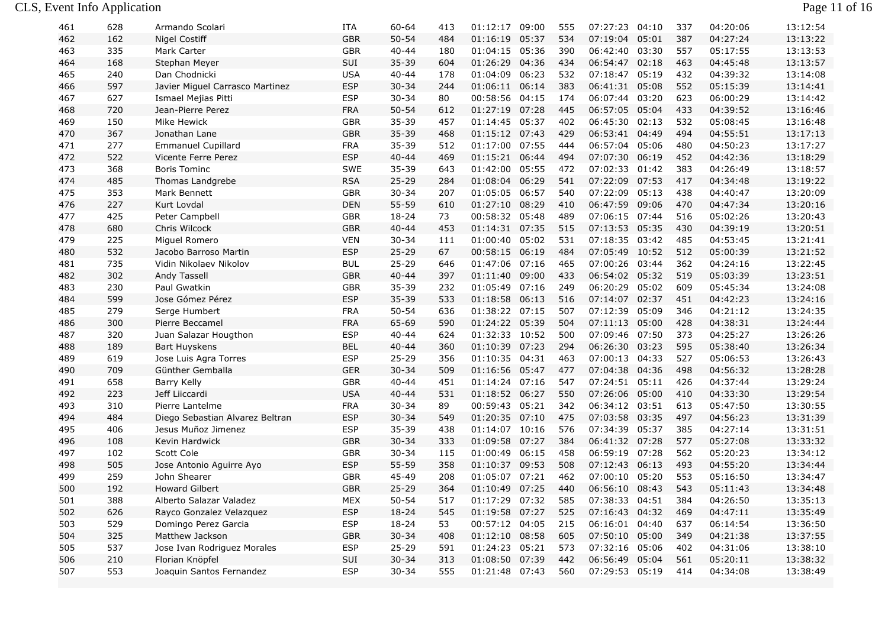| | | | | | | | | | | | | | |
|---|---|---|---|---|---|---|---|---|---|---|---|---|---|
| 461 | 628 | Armando Scolari | ITA | 60-64 | 413 | 01:12:17 | 09:00 | 555 | 07:27:23 | 04:10 | 337 | 04:20:06 | 13:12:54 |
| 462 | 162 | Nigel Costiff | GBR | 50-54 | 484 | 01:16:19 | 05:37 | 534 | 07:19:04 | 05:01 | 387 | 04:27:24 | 13:13:22 |
| 463 | 335 | Mark Carter | GBR | 40-44 | 180 | 01:04:15 | 05:36 | 390 | 06:42:40 | 03:30 | 557 | 05:17:55 | 13:13:53 |
| 464 | 168 | Stephan Meyer | SUI | 35-39 | 604 | 01:26:29 | 04:36 | 434 | 06:54:47 | 02:18 | 463 | 04:45:48 | 13:13:57 |
| 465 | 240 | Dan Chodnicki | USA | 40-44 | 178 | 01:04:09 | 06:23 | 532 | 07:18:47 | 05:19 | 432 | 04:39:32 | 13:14:08 |
| 466 | 597 | Javier Miguel Carrasco Martinez | ESP | 30-34 | 244 | 01:06:11 | 06:14 | 383 | 06:41:31 | 05:08 | 552 | 05:15:39 | 13:14:41 |
| 467 | 627 | Ismael Mejias Pitti | ESP | 30-34 | 80 | 00:58:56 | 04:15 | 174 | 06:07:44 | 03:20 | 623 | 06:00:29 | 13:14:42 |
| 468 | 720 | Jean-Pierre Perez | FRA | 50-54 | 612 | 01:27:19 | 07:28 | 445 | 06:57:05 | 05:04 | 433 | 04:39:52 | 13:16:46 |
| 469 | 150 | Mike Hewick | GBR | 35-39 | 457 | 01:14:45 | 05:37 | 402 | 06:45:30 | 02:13 | 532 | 05:08:45 | 13:16:48 |
| 470 | 367 | Jonathan Lane | GBR | 35-39 | 468 | 01:15:12 | 07:43 | 429 | 06:53:41 | 04:49 | 494 | 04:55:51 | 13:17:13 |
| 471 | 277 | Emmanuel Cupillard | FRA | 35-39 | 512 | 01:17:00 | 07:55 | 444 | 06:57:04 | 05:06 | 480 | 04:50:23 | 13:17:27 |
| 472 | 522 | Vicente Ferre Perez | ESP | 40-44 | 469 | 01:15:21 | 06:44 | 494 | 07:07:30 | 06:19 | 452 | 04:42:36 | 13:18:29 |
| 473 | 368 | Boris Tominc | SWE | 35-39 | 643 | 01:42:00 | 05:55 | 472 | 07:02:33 | 01:42 | 383 | 04:26:49 | 13:18:57 |
| 474 | 485 | Thomas Landgrebe | RSA | 25-29 | 284 | 01:08:04 | 06:29 | 541 | 07:22:09 | 07:53 | 417 | 04:34:48 | 13:19:22 |
| 475 | 353 | Mark Bennett | GBR | 30-34 | 207 | 01:05:05 | 06:57 | 540 | 07:22:09 | 05:13 | 438 | 04:40:47 | 13:20:09 |
| 476 | 227 | Kurt Lovdal | DEN | 55-59 | 610 | 01:27:10 | 08:29 | 410 | 06:47:59 | 09:06 | 470 | 04:47:34 | 13:20:16 |
| 477 | 425 | Peter Campbell | GBR | 18-24 | 73 | 00:58:32 | 05:48 | 489 | 07:06:15 | 07:44 | 516 | 05:02:26 | 13:20:43 |
| 478 | 680 | Chris Wilcock | GBR | 40-44 | 453 | 01:14:31 | 07:35 | 515 | 07:13:53 | 05:35 | 430 | 04:39:19 | 13:20:51 |
| 479 | 225 | Miguel Romero | VEN | 30-34 | 111 | 01:00:40 | 05:02 | 531 | 07:18:35 | 03:42 | 485 | 04:53:45 | 13:21:41 |
| 480 | 532 | Jacobo Barroso Martin | ESP | 25-29 | 67 | 00:58:15 | 06:19 | 484 | 07:05:49 | 10:52 | 512 | 05:00:39 | 13:21:52 |
| 481 | 735 | Vidin Nikolaev Nikolov | BUL | 25-29 | 646 | 01:47:06 | 07:16 | 465 | 07:00:26 | 03:44 | 362 | 04:24:16 | 13:22:45 |
| 482 | 302 | Andy Tassell | GBR | 40-44 | 397 | 01:11:40 | 09:00 | 433 | 06:54:02 | 05:32 | 519 | 05:03:39 | 13:23:51 |
| 483 | 230 | Paul Gwatkin | GBR | 35-39 | 232 | 01:05:49 | 07:16 | 249 | 06:20:29 | 05:02 | 609 | 05:45:34 | 13:24:08 |
| 484 | 599 | Jose Gómez Pérez | ESP | 35-39 | 533 | 01:18:58 | 06:13 | 516 | 07:14:07 | 02:37 | 451 | 04:42:23 | 13:24:16 |
| 485 | 279 | Serge Humbert | FRA | 50-54 | 636 | 01:38:22 | 07:15 | 507 | 07:12:39 | 05:09 | 346 | 04:21:12 | 13:24:35 |
| 486 | 300 | Pierre Beccamel | FRA | 65-69 | 590 | 01:24:22 | 05:39 | 504 | 07:11:13 | 05:00 | 428 | 04:38:31 | 13:24:44 |
| 487 | 320 | Juan Salazar Hougthon | ESP | 40-44 | 624 | 01:32:33 | 10:52 | 500 | 07:09:46 | 07:50 | 373 | 04:25:27 | 13:26:26 |
| 488 | 189 | Bart Huyskens | BEL | 40-44 | 360 | 01:10:39 | 07:23 | 294 | 06:26:30 | 03:23 | 595 | 05:38:40 | 13:26:34 |
| 489 | 619 | Jose Luis Agra Torres | ESP | 25-29 | 356 | 01:10:35 | 04:31 | 463 | 07:00:13 | 04:33 | 527 | 05:06:53 | 13:26:43 |
| 490 | 709 | Günther Gemballa | GER | 30-34 | 509 | 01:16:56 | 05:47 | 477 | 07:04:38 | 04:36 | 498 | 04:56:32 | 13:28:28 |
| 491 | 658 | Barry Kelly | GBR | 40-44 | 451 | 01:14:24 | 07:16 | 547 | 07:24:51 | 05:11 | 426 | 04:37:44 | 13:29:24 |
| 492 | 223 | Jeff Liiccardi | USA | 40-44 | 531 | 01:18:52 | 06:27 | 550 | 07:26:06 | 05:00 | 410 | 04:33:30 | 13:29:54 |
| 493 | 310 | Pierre Lantelme | FRA | 30-34 | 89 | 00:59:43 | 05:21 | 342 | 06:34:12 | 03:51 | 613 | 05:47:50 | 13:30:55 |
| 494 | 484 | Diego Sebastian Alvarez Beltran | ESP | 30-34 | 549 | 01:20:35 | 07:10 | 475 | 07:03:58 | 03:35 | 497 | 04:56:23 | 13:31:39 |
| 495 | 406 | Jesus Muñoz Jimenez | ESP | 35-39 | 438 | 01:14:07 | 10:16 | 576 | 07:34:39 | 05:37 | 385 | 04:27:14 | 13:31:51 |
| 496 | 108 | Kevin Hardwick | GBR | 30-34 | 333 | 01:09:58 | 07:27 | 384 | 06:41:32 | 07:28 | 577 | 05:27:08 | 13:33:32 |
| 497 | 102 | Scott Cole | GBR | 30-34 | 115 | 01:00:49 | 06:15 | 458 | 06:59:19 | 07:28 | 562 | 05:20:23 | 13:34:12 |
| 498 | 505 | Jose Antonio Aguirre Ayo | ESP | 55-59 | 358 | 01:10:37 | 09:53 | 508 | 07:12:43 | 06:13 | 493 | 04:55:20 | 13:34:44 |
| 499 | 259 | John Shearer | GBR | 45-49 | 208 | 01:05:07 | 07:21 | 462 | 07:00:10 | 05:20 | 553 | 05:16:50 | 13:34:47 |
| 500 | 192 | Howard Gilbert | GBR | 25-29 | 364 | 01:10:49 | 07:25 | 440 | 06:56:10 | 08:43 | 543 | 05:11:43 | 13:34:48 |
| 501 | 388 | Alberto Salazar Valadez | MEX | 50-54 | 517 | 01:17:29 | 07:32 | 585 | 07:38:33 | 04:51 | 384 | 04:26:50 | 13:35:13 |
| 502 | 626 | Rayco Gonzalez Velazquez | ESP | 18-24 | 545 | 01:19:58 | 07:27 | 525 | 07:16:43 | 04:32 | 469 | 04:47:11 | 13:35:49 |
| 503 | 529 | Domingo Perez Garcia | ESP | 18-24 | 53 | 00:57:12 | 04:05 | 215 | 06:16:01 | 04:40 | 637 | 06:14:54 | 13:36:50 |
| 504 | 325 | Matthew Jackson | GBR | 30-34 | 408 | 01:12:10 | 08:58 | 605 | 07:50:10 | 05:00 | 349 | 04:21:38 | 13:37:55 |
| 505 | 537 | Jose Ivan Rodriguez Morales | ESP | 25-29 | 591 | 01:24:23 | 05:21 | 573 | 07:32:16 | 05:06 | 402 | 04:31:06 | 13:38:10 |
| 506 | 210 | Florian Knöpfel | SUI | 30-34 | 313 | 01:08:50 | 07:39 | 442 | 06:56:49 | 05:04 | 561 | 05:20:11 | 13:38:32 |
| 507 | 553 | Joaquin Santos Fernandez | ESP | 30-34 | 555 | 01:21:48 | 07:43 | 560 | 07:29:53 | 05:19 | 414 | 04:34:08 | 13:38:49 |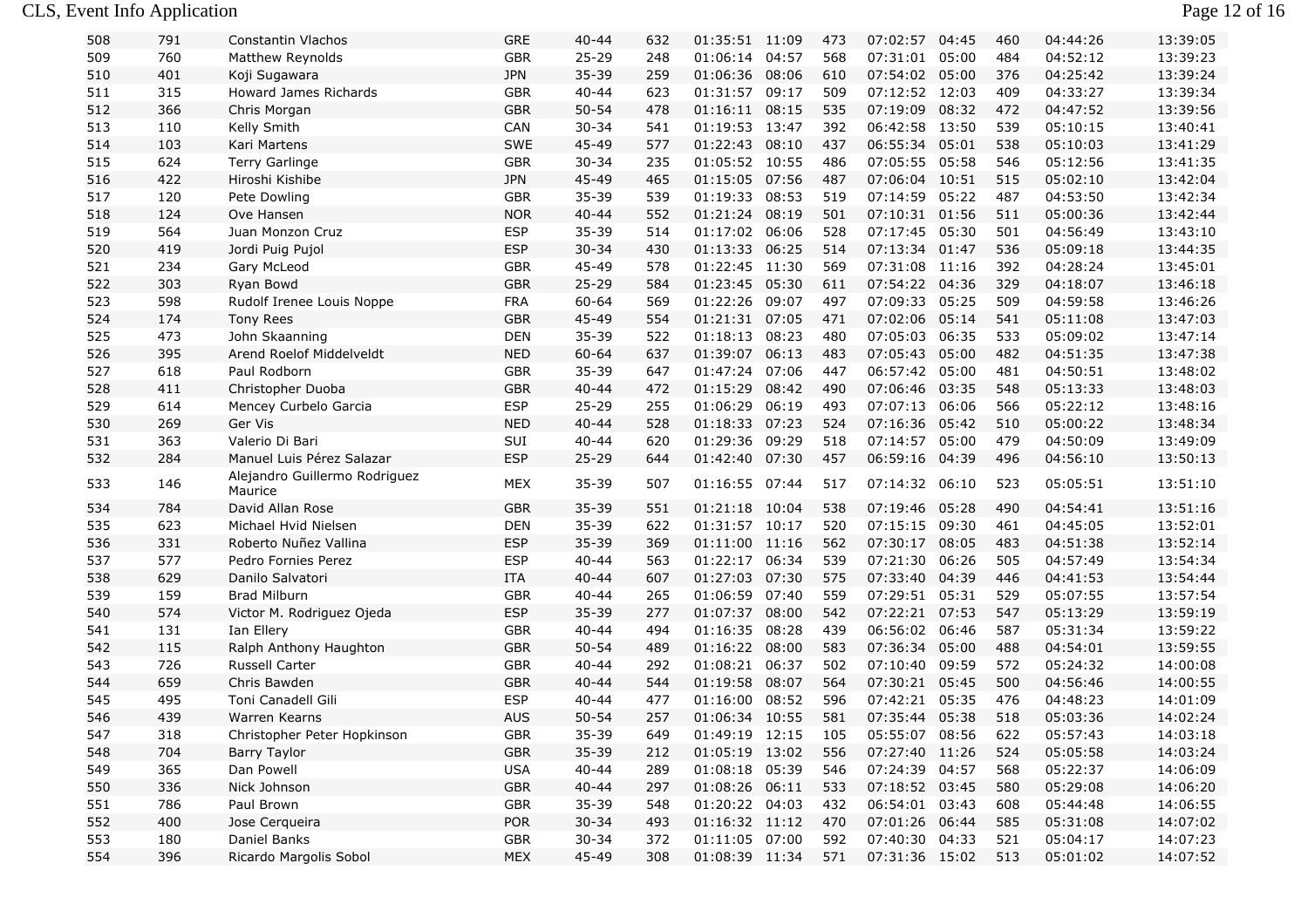| 508 | 791 | Constantin Vlachos | GRE | 40-44 | 632 | 01:35:51 | 11:09 | 473 | 07:02:57 | 04:45 | 460 | 04:44:26 | 13:39:05 |
|---|---|---|---|---|---|---|---|---|---|---|---|---|---|
| 509 | 760 | Matthew Reynolds | GBR | 25-29 | 248 | 01:06:14 | 04:57 | 568 | 07:31:01 | 05:00 | 484 | 04:52:12 | 13:39:23 |
| 510 | 401 | Koji Sugawara | JPN | 35-39 | 259 | 01:06:36 | 08:06 | 610 | 07:54:02 | 05:00 | 376 | 04:25:42 | 13:39:24 |
| 511 | 315 | Howard James Richards | GBR | 40-44 | 623 | 01:31:57 | 09:17 | 509 | 07:12:52 | 12:03 | 409 | 04:33:27 | 13:39:34 |
| 512 | 366 | Chris Morgan | GBR | 50-54 | 478 | 01:16:11 | 08:15 | 535 | 07:19:09 | 08:32 | 472 | 04:47:52 | 13:39:56 |
| 513 | 110 | Kelly Smith | CAN | 30-34 | 541 | 01:19:53 | 13:47 | 392 | 06:42:58 | 13:50 | 539 | 05:10:15 | 13:40:41 |
| 514 | 103 | Kari Martens | SWE | 45-49 | 577 | 01:22:43 | 08:10 | 437 | 06:55:34 | 05:01 | 538 | 05:10:03 | 13:41:29 |
| 515 | 624 | Terry Garlinge | GBR | 30-34 | 235 | 01:05:52 | 10:55 | 486 | 07:05:55 | 05:58 | 546 | 05:12:56 | 13:41:35 |
| 516 | 422 | Hiroshi Kishibe | JPN | 45-49 | 465 | 01:15:05 | 07:56 | 487 | 07:06:04 | 10:51 | 515 | 05:02:10 | 13:42:04 |
| 517 | 120 | Pete Dowling | GBR | 35-39 | 539 | 01:19:33 | 08:53 | 519 | 07:14:59 | 05:22 | 487 | 04:53:50 | 13:42:34 |
| 518 | 124 | Ove Hansen | NOR | 40-44 | 552 | 01:21:24 | 08:19 | 501 | 07:10:31 | 01:56 | 511 | 05:00:36 | 13:42:44 |
| 519 | 564 | Juan Monzon Cruz | ESP | 35-39 | 514 | 01:17:02 | 06:06 | 528 | 07:17:45 | 05:30 | 501 | 04:56:49 | 13:43:10 |
| 520 | 419 | Jordi Puig Pujol | ESP | 30-34 | 430 | 01:13:33 | 06:25 | 514 | 07:13:34 | 01:47 | 536 | 05:09:18 | 13:44:35 |
| 521 | 234 | Gary McLeod | GBR | 45-49 | 578 | 01:22:45 | 11:30 | 569 | 07:31:08 | 11:16 | 392 | 04:28:24 | 13:45:01 |
| 522 | 303 | Ryan Bowd | GBR | 25-29 | 584 | 01:23:45 | 05:30 | 611 | 07:54:22 | 04:36 | 329 | 04:18:07 | 13:46:18 |
| 523 | 598 | Rudolf Irenee Louis Noppe | FRA | 60-64 | 569 | 01:22:26 | 09:07 | 497 | 07:09:33 | 05:25 | 509 | 04:59:58 | 13:46:26 |
| 524 | 174 | Tony Rees | GBR | 45-49 | 554 | 01:21:31 | 07:05 | 471 | 07:02:06 | 05:14 | 541 | 05:11:08 | 13:47:03 |
| 525 | 473 | John Skaanning | DEN | 35-39 | 522 | 01:18:13 | 08:23 | 480 | 07:05:03 | 06:35 | 533 | 05:09:02 | 13:47:14 |
| 526 | 395 | Arend Roelof Middelveldt | NED | 60-64 | 637 | 01:39:07 | 06:13 | 483 | 07:05:43 | 05:00 | 482 | 04:51:35 | 13:47:38 |
| 527 | 618 | Paul Rodborn | GBR | 35-39 | 647 | 01:47:24 | 07:06 | 447 | 06:57:42 | 05:00 | 481 | 04:50:51 | 13:48:02 |
| 528 | 411 | Christopher Duoba | GBR | 40-44 | 472 | 01:15:29 | 08:42 | 490 | 07:06:46 | 03:35 | 548 | 05:13:33 | 13:48:03 |
| 529 | 614 | Mencey Curbelo Garcia | ESP | 25-29 | 255 | 01:06:29 | 06:19 | 493 | 07:07:13 | 06:06 | 566 | 05:22:12 | 13:48:16 |
| 530 | 269 | Ger Vis | NED | 40-44 | 528 | 01:18:33 | 07:23 | 524 | 07:16:36 | 05:42 | 510 | 05:00:22 | 13:48:34 |
| 531 | 363 | Valerio Di Bari | SUI | 40-44 | 620 | 01:29:36 | 09:29 | 518 | 07:14:57 | 05:00 | 479 | 04:50:09 | 13:49:09 |
| 532 | 284 | Manuel Luis Pérez Salazar | ESP | 25-29 | 644 | 01:42:40 | 07:30 | 457 | 06:59:16 | 04:39 | 496 | 04:56:10 | 13:50:13 |
| 533 | 146 | Alejandro Guillermo Rodriguez Maurice | MEX | 35-39 | 507 | 01:16:55 | 07:44 | 517 | 07:14:32 | 06:10 | 523 | 05:05:51 | 13:51:10 |
| 534 | 784 | David Allan Rose | GBR | 35-39 | 551 | 01:21:18 | 10:04 | 538 | 07:19:46 | 05:28 | 490 | 04:54:41 | 13:51:16 |
| 535 | 623 | Michael Hvid Nielsen | DEN | 35-39 | 622 | 01:31:57 | 10:17 | 520 | 07:15:15 | 09:30 | 461 | 04:45:05 | 13:52:01 |
| 536 | 331 | Roberto Nuñez Vallina | ESP | 35-39 | 369 | 01:11:00 | 11:16 | 562 | 07:30:17 | 08:05 | 483 | 04:51:38 | 13:52:14 |
| 537 | 577 | Pedro Fornies Perez | ESP | 40-44 | 563 | 01:22:17 | 06:34 | 539 | 07:21:30 | 06:26 | 505 | 04:57:49 | 13:54:34 |
| 538 | 629 | Danilo Salvatori | ITA | 40-44 | 607 | 01:27:03 | 07:30 | 575 | 07:33:40 | 04:39 | 446 | 04:41:53 | 13:54:44 |
| 539 | 159 | Brad Milburn | GBR | 40-44 | 265 | 01:06:59 | 07:40 | 559 | 07:29:51 | 05:31 | 529 | 05:07:55 | 13:57:54 |
| 540 | 574 | Victor M. Rodriguez Ojeda | ESP | 35-39 | 277 | 01:07:37 | 08:00 | 542 | 07:22:21 | 07:53 | 547 | 05:13:29 | 13:59:19 |
| 541 | 131 | Ian Ellery | GBR | 40-44 | 494 | 01:16:35 | 08:28 | 439 | 06:56:02 | 06:46 | 587 | 05:31:34 | 13:59:22 |
| 542 | 115 | Ralph Anthony Haughton | GBR | 50-54 | 489 | 01:16:22 | 08:00 | 583 | 07:36:34 | 05:00 | 488 | 04:54:01 | 13:59:55 |
| 543 | 726 | Russell Carter | GBR | 40-44 | 292 | 01:08:21 | 06:37 | 502 | 07:10:40 | 09:59 | 572 | 05:24:32 | 14:00:08 |
| 544 | 659 | Chris Bawden | GBR | 40-44 | 544 | 01:19:58 | 08:07 | 564 | 07:30:21 | 05:45 | 500 | 04:56:46 | 14:00:55 |
| 545 | 495 | Toni Canadell Gili | ESP | 40-44 | 477 | 01:16:00 | 08:52 | 596 | 07:42:21 | 05:35 | 476 | 04:48:23 | 14:01:09 |
| 546 | 439 | Warren Kearns | AUS | 50-54 | 257 | 01:06:34 | 10:55 | 581 | 07:35:44 | 05:38 | 518 | 05:03:36 | 14:02:24 |
| 547 | 318 | Christopher Peter Hopkinson | GBR | 35-39 | 649 | 01:49:19 | 12:15 | 105 | 05:55:07 | 08:56 | 622 | 05:57:43 | 14:03:18 |
| 548 | 704 | Barry Taylor | GBR | 35-39 | 212 | 01:05:19 | 13:02 | 556 | 07:27:40 | 11:26 | 524 | 05:05:58 | 14:03:24 |
| 549 | 365 | Dan Powell | USA | 40-44 | 289 | 01:08:18 | 05:39 | 546 | 07:24:39 | 04:57 | 568 | 05:22:37 | 14:06:09 |
| 550 | 336 | Nick Johnson | GBR | 40-44 | 297 | 01:08:26 | 06:11 | 533 | 07:18:52 | 03:45 | 580 | 05:29:08 | 14:06:20 |
| 551 | 786 | Paul Brown | GBR | 35-39 | 548 | 01:20:22 | 04:03 | 432 | 06:54:01 | 03:43 | 608 | 05:44:48 | 14:06:55 |
| 552 | 400 | Jose Cerqueira | POR | 30-34 | 493 | 01:16:32 | 11:12 | 470 | 07:01:26 | 06:44 | 585 | 05:31:08 | 14:07:02 |
| 553 | 180 | Daniel Banks | GBR | 30-34 | 372 | 01:11:05 | 07:00 | 592 | 07:40:30 | 04:33 | 521 | 05:04:17 | 14:07:23 |
| 554 | 396 | Ricardo Margolis Sobol | MEX | 45-49 | 308 | 01:08:39 | 11:34 | 571 | 07:31:36 | 15:02 | 513 | 05:01:02 | 14:07:52 |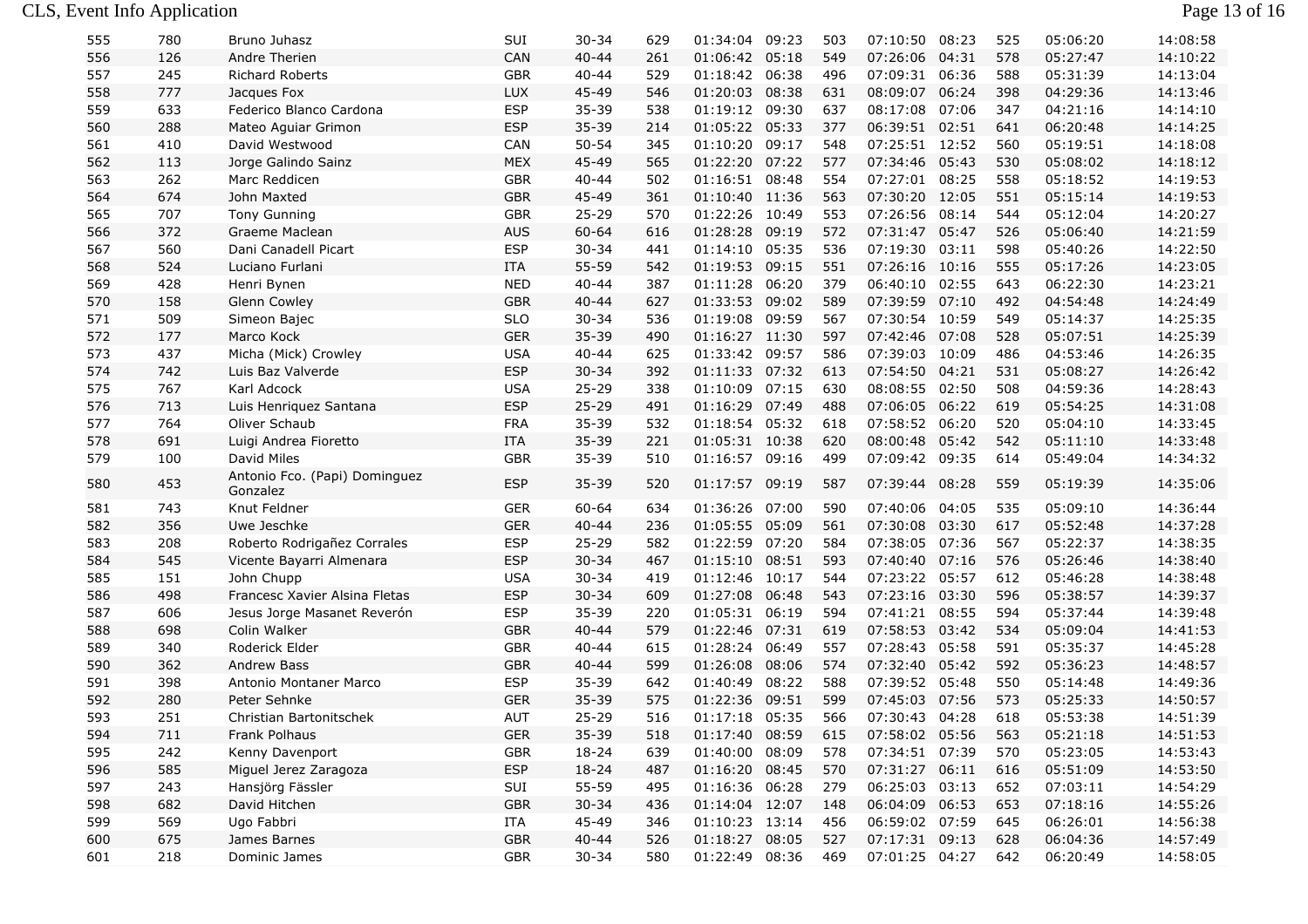| | | | | | | | | | | | | | |
|---|---|---|---|---|---|---|---|---|---|---|---|---|---|
| 555 | 780 | Bruno Juhasz | SUI | 30-34 | 629 | 01:34:04 | 09:23 | 503 | 07:10:50 | 08:23 | 525 | 05:06:20 | 14:08:58 |
| 556 | 126 | Andre Therien | CAN | 40-44 | 261 | 01:06:42 | 05:18 | 549 | 07:26:06 | 04:31 | 578 | 05:27:47 | 14:10:22 |
| 557 | 245 | Richard Roberts | GBR | 40-44 | 529 | 01:18:42 | 06:38 | 496 | 07:09:31 | 06:36 | 588 | 05:31:39 | 14:13:04 |
| 558 | 777 | Jacques Fox | LUX | 45-49 | 546 | 01:20:03 | 08:38 | 631 | 08:09:07 | 06:24 | 398 | 04:29:36 | 14:13:46 |
| 559 | 633 | Federico Blanco Cardona | ESP | 35-39 | 538 | 01:19:12 | 09:30 | 637 | 08:17:08 | 07:06 | 347 | 04:21:16 | 14:14:10 |
| 560 | 288 | Mateo Aguiar Grimon | ESP | 35-39 | 214 | 01:05:22 | 05:33 | 377 | 06:39:51 | 02:51 | 641 | 06:20:48 | 14:14:25 |
| 561 | 410 | David Westwood | CAN | 50-54 | 345 | 01:10:20 | 09:17 | 548 | 07:25:51 | 12:52 | 560 | 05:19:51 | 14:18:08 |
| 562 | 113 | Jorge Galindo Sainz | MEX | 45-49 | 565 | 01:22:20 | 07:22 | 577 | 07:34:46 | 05:43 | 530 | 05:08:02 | 14:18:12 |
| 563 | 262 | Marc Reddicen | GBR | 40-44 | 502 | 01:16:51 | 08:48 | 554 | 07:27:01 | 08:25 | 558 | 05:18:52 | 14:19:53 |
| 564 | 674 | John Maxted | GBR | 45-49 | 361 | 01:10:40 | 11:36 | 563 | 07:30:20 | 12:05 | 551 | 05:15:14 | 14:19:53 |
| 565 | 707 | Tony Gunning | GBR | 25-29 | 570 | 01:22:26 | 10:49 | 553 | 07:26:56 | 08:14 | 544 | 05:12:04 | 14:20:27 |
| 566 | 372 | Graeme Maclean | AUS | 60-64 | 616 | 01:28:28 | 09:19 | 572 | 07:31:47 | 05:47 | 526 | 05:06:40 | 14:21:59 |
| 567 | 560 | Dani Canadell Picart | ESP | 30-34 | 441 | 01:14:10 | 05:35 | 536 | 07:19:30 | 03:11 | 598 | 05:40:26 | 14:22:50 |
| 568 | 524 | Luciano Furlani | ITA | 55-59 | 542 | 01:19:53 | 09:15 | 551 | 07:26:16 | 10:16 | 555 | 05:17:26 | 14:23:05 |
| 569 | 428 | Henri Bynen | NED | 40-44 | 387 | 01:11:28 | 06:20 | 379 | 06:40:10 | 02:55 | 643 | 06:22:30 | 14:23:21 |
| 570 | 158 | Glenn Cowley | GBR | 40-44 | 627 | 01:33:53 | 09:02 | 589 | 07:39:59 | 07:10 | 492 | 04:54:48 | 14:24:49 |
| 571 | 509 | Simeon Bajec | SLO | 30-34 | 536 | 01:19:08 | 09:59 | 567 | 07:30:54 | 10:59 | 549 | 05:14:37 | 14:25:35 |
| 572 | 177 | Marco Kock | GER | 35-39 | 490 | 01:16:27 | 11:30 | 597 | 07:42:46 | 07:08 | 528 | 05:07:51 | 14:25:39 |
| 573 | 437 | Micha (Mick) Crowley | USA | 40-44 | 625 | 01:33:42 | 09:57 | 586 | 07:39:03 | 10:09 | 486 | 04:53:46 | 14:26:35 |
| 574 | 742 | Luis Baz Valverde | ESP | 30-34 | 392 | 01:11:33 | 07:32 | 613 | 07:54:50 | 04:21 | 531 | 05:08:27 | 14:26:42 |
| 575 | 767 | Karl Adcock | USA | 25-29 | 338 | 01:10:09 | 07:15 | 630 | 08:08:55 | 02:50 | 508 | 04:59:36 | 14:28:43 |
| 576 | 713 | Luis Henriquez Santana | ESP | 25-29 | 491 | 01:16:29 | 07:49 | 488 | 07:06:05 | 06:22 | 619 | 05:54:25 | 14:31:08 |
| 577 | 764 | Oliver Schaub | FRA | 35-39 | 532 | 01:18:54 | 05:32 | 618 | 07:58:52 | 06:20 | 520 | 05:04:10 | 14:33:45 |
| 578 | 691 | Luigi Andrea Fioretto | ITA | 35-39 | 221 | 01:05:31 | 10:38 | 620 | 08:00:48 | 05:42 | 542 | 05:11:10 | 14:33:48 |
| 579 | 100 | David Miles | GBR | 35-39 | 510 | 01:16:57 | 09:16 | 499 | 07:09:42 | 09:35 | 614 | 05:49:04 | 14:34:32 |
| 580 | 453 | Antonio Fco. (Papi) Dominguez Gonzalez | ESP | 35-39 | 520 | 01:17:57 | 09:19 | 587 | 07:39:44 | 08:28 | 559 | 05:19:39 | 14:35:06 |
| 581 | 743 | Knut Feldner | GER | 60-64 | 634 | 01:36:26 | 07:00 | 590 | 07:40:06 | 04:05 | 535 | 05:09:10 | 14:36:44 |
| 582 | 356 | Uwe Jeschke | GER | 40-44 | 236 | 01:05:55 | 05:09 | 561 | 07:30:08 | 03:30 | 617 | 05:52:48 | 14:37:28 |
| 583 | 208 | Roberto Rodrigañez Corrales | ESP | 25-29 | 582 | 01:22:59 | 07:20 | 584 | 07:38:05 | 07:36 | 567 | 05:22:37 | 14:38:35 |
| 584 | 545 | Vicente Bayarri Almenara | ESP | 30-34 | 467 | 01:15:10 | 08:51 | 593 | 07:40:40 | 07:16 | 576 | 05:26:46 | 14:38:40 |
| 585 | 151 | John Chupp | USA | 30-34 | 419 | 01:12:46 | 10:17 | 544 | 07:23:22 | 05:57 | 612 | 05:46:28 | 14:38:48 |
| 586 | 498 | Francesc Xavier Alsina Fletas | ESP | 30-34 | 609 | 01:27:08 | 06:48 | 543 | 07:23:16 | 03:30 | 596 | 05:38:57 | 14:39:37 |
| 587 | 606 | Jesus Jorge Masanet Reverón | ESP | 35-39 | 220 | 01:05:31 | 06:19 | 594 | 07:41:21 | 08:55 | 594 | 05:37:44 | 14:39:48 |
| 588 | 698 | Colin Walker | GBR | 40-44 | 579 | 01:22:46 | 07:31 | 619 | 07:58:53 | 03:42 | 534 | 05:09:04 | 14:41:53 |
| 589 | 340 | Roderick Elder | GBR | 40-44 | 615 | 01:28:24 | 06:49 | 557 | 07:28:43 | 05:58 | 591 | 05:35:37 | 14:45:28 |
| 590 | 362 | Andrew Bass | GBR | 40-44 | 599 | 01:26:08 | 08:06 | 574 | 07:32:40 | 05:42 | 592 | 05:36:23 | 14:48:57 |
| 591 | 398 | Antonio Montaner Marco | ESP | 35-39 | 642 | 01:40:49 | 08:22 | 588 | 07:39:52 | 05:48 | 550 | 05:14:48 | 14:49:36 |
| 592 | 280 | Peter Sehnke | GER | 35-39 | 575 | 01:22:36 | 09:51 | 599 | 07:45:03 | 07:56 | 573 | 05:25:33 | 14:50:57 |
| 593 | 251 | Christian Bartonitschek | AUT | 25-29 | 516 | 01:17:18 | 05:35 | 566 | 07:30:43 | 04:28 | 618 | 05:53:38 | 14:51:39 |
| 594 | 711 | Frank Polhaus | GER | 35-39 | 518 | 01:17:40 | 08:59 | 615 | 07:58:02 | 05:56 | 563 | 05:21:18 | 14:51:53 |
| 595 | 242 | Kenny Davenport | GBR | 18-24 | 639 | 01:40:00 | 08:09 | 578 | 07:34:51 | 07:39 | 570 | 05:23:05 | 14:53:43 |
| 596 | 585 | Miguel Jerez Zaragoza | ESP | 18-24 | 487 | 01:16:20 | 08:45 | 570 | 07:31:27 | 06:11 | 616 | 05:51:09 | 14:53:50 |
| 597 | 243 | Hansjörg Fässler | SUI | 55-59 | 495 | 01:16:36 | 06:28 | 279 | 06:25:03 | 03:13 | 652 | 07:03:11 | 14:54:29 |
| 598 | 682 | David Hitchen | GBR | 30-34 | 436 | 01:14:04 | 12:07 | 148 | 06:04:09 | 06:53 | 653 | 07:18:16 | 14:55:26 |
| 599 | 569 | Ugo Fabbri | ITA | 45-49 | 346 | 01:10:23 | 13:14 | 456 | 06:59:02 | 07:59 | 645 | 06:26:01 | 14:56:38 |
| 600 | 675 | James Barnes | GBR | 40-44 | 526 | 01:18:27 | 08:05 | 527 | 07:17:31 | 09:13 | 628 | 06:04:36 | 14:57:49 |
| 601 | 218 | Dominic James | GBR | 30-34 | 580 | 01:22:49 | 08:36 | 469 | 07:01:25 | 04:27 | 642 | 06:20:49 | 14:58:05 |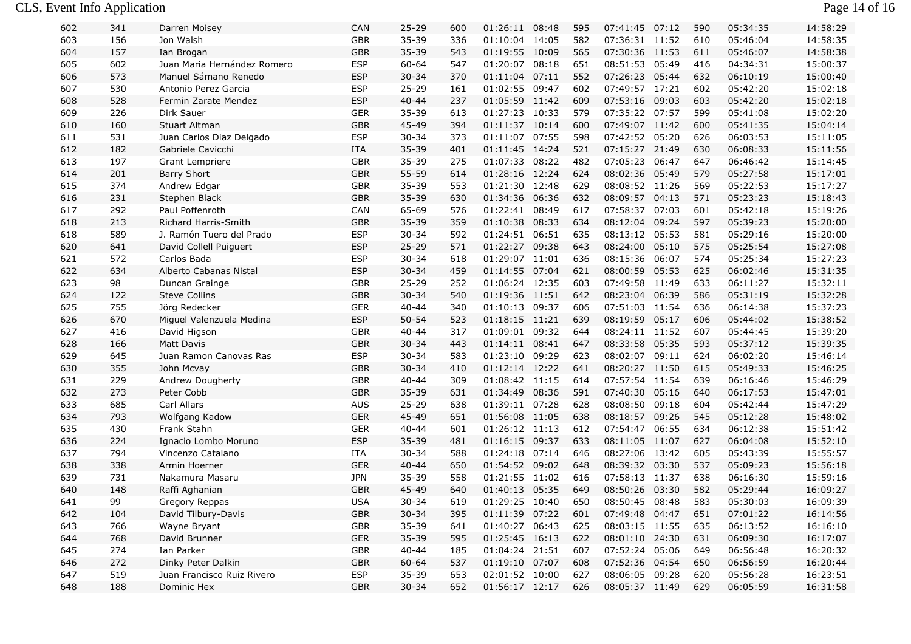| | | | | | | | | | | | | | |
|---|---|---|---|---|---|---|---|---|---|---|---|---|---|
| 602 | 341 | Darren Moisey | CAN | 25-29 | 600 | 01:26:11 | 08:48 | 595 | 07:41:45 | 07:12 | 590 | 05:34:35 | 14:58:29 |
| 603 | 156 | Jon Walsh | GBR | 35-39 | 336 | 01:10:04 | 14:05 | 582 | 07:36:31 | 11:52 | 610 | 05:46:04 | 14:58:35 |
| 604 | 157 | Ian Brogan | GBR | 35-39 | 543 | 01:19:55 | 10:09 | 565 | 07:30:36 | 11:53 | 611 | 05:46:07 | 14:58:38 |
| 605 | 602 | Juan Maria Hernández Romero | ESP | 60-64 | 547 | 01:20:07 | 08:18 | 651 | 08:51:53 | 05:49 | 416 | 04:34:31 | 15:00:37 |
| 606 | 573 | Manuel Sámano Renedo | ESP | 30-34 | 370 | 01:11:04 | 07:11 | 552 | 07:26:23 | 05:44 | 632 | 06:10:19 | 15:00:40 |
| 607 | 530 | Antonio Perez Garcia | ESP | 25-29 | 161 | 01:02:55 | 09:47 | 602 | 07:49:57 | 17:21 | 602 | 05:42:20 | 15:02:18 |
| 608 | 528 | Fermin Zarate Mendez | ESP | 40-44 | 237 | 01:05:59 | 11:42 | 609 | 07:53:16 | 09:03 | 603 | 05:42:20 | 15:02:18 |
| 609 | 226 | Dirk Sauer | GER | 35-39 | 613 | 01:27:23 | 10:33 | 579 | 07:35:22 | 07:57 | 599 | 05:41:08 | 15:02:20 |
| 610 | 160 | Stuart Altman | GBR | 45-49 | 394 | 01:11:37 | 10:14 | 600 | 07:49:07 | 11:42 | 600 | 05:41:35 | 15:04:14 |
| 611 | 531 | Juan Carlos Diaz Delgado | ESP | 30-34 | 373 | 01:11:07 | 07:55 | 598 | 07:42:52 | 05:20 | 626 | 06:03:53 | 15:11:05 |
| 612 | 182 | Gabriele Cavicchi | ITA | 35-39 | 401 | 01:11:45 | 14:24 | 521 | 07:15:27 | 21:49 | 630 | 06:08:33 | 15:11:56 |
| 613 | 197 | Grant Lempriere | GBR | 35-39 | 275 | 01:07:33 | 08:22 | 482 | 07:05:23 | 06:47 | 647 | 06:46:42 | 15:14:45 |
| 614 | 201 | Barry Short | GBR | 55-59 | 614 | 01:28:16 | 12:24 | 624 | 08:02:36 | 05:49 | 579 | 05:27:58 | 15:17:01 |
| 615 | 374 | Andrew Edgar | GBR | 35-39 | 553 | 01:21:30 | 12:48 | 629 | 08:08:52 | 11:26 | 569 | 05:22:53 | 15:17:27 |
| 616 | 231 | Stephen Black | GBR | 35-39 | 630 | 01:34:36 | 06:36 | 632 | 08:09:57 | 04:13 | 571 | 05:23:23 | 15:18:43 |
| 617 | 292 | Paul Poffenroth | CAN | 65-69 | 576 | 01:22:41 | 08:49 | 617 | 07:58:37 | 07:03 | 601 | 05:42:18 | 15:19:26 |
| 618 | 213 | Richard Harris-Smith | GBR | 35-39 | 359 | 01:10:38 | 08:33 | 634 | 08:12:04 | 09:24 | 597 | 05:39:23 | 15:20:00 |
| 618 | 589 | J. Ramón Tuero del Prado | ESP | 30-34 | 592 | 01:24:51 | 06:51 | 635 | 08:13:12 | 05:53 | 581 | 05:29:16 | 15:20:00 |
| 620 | 641 | David Collell Puiguert | ESP | 25-29 | 571 | 01:22:27 | 09:38 | 643 | 08:24:00 | 05:10 | 575 | 05:25:54 | 15:27:08 |
| 621 | 572 | Carlos Bada | ESP | 30-34 | 618 | 01:29:07 | 11:01 | 636 | 08:15:36 | 06:07 | 574 | 05:25:34 | 15:27:23 |
| 622 | 634 | Alberto Cabanas Nistal | ESP | 30-34 | 459 | 01:14:55 | 07:04 | 621 | 08:00:59 | 05:53 | 625 | 06:02:46 | 15:31:35 |
| 623 | 98 | Duncan Grainge | GBR | 25-29 | 252 | 01:06:24 | 12:35 | 603 | 07:49:58 | 11:49 | 633 | 06:11:27 | 15:32:11 |
| 624 | 122 | Steve Collins | GBR | 30-34 | 540 | 01:19:36 | 11:51 | 642 | 08:23:04 | 06:39 | 586 | 05:31:19 | 15:32:28 |
| 625 | 755 | Jörg Redecker | GER | 40-44 | 340 | 01:10:13 | 09:37 | 606 | 07:51:03 | 11:54 | 636 | 06:14:38 | 15:37:23 |
| 626 | 670 | Miguel Valenzuela Medina | ESP | 50-54 | 523 | 01:18:15 | 11:21 | 639 | 08:19:59 | 05:17 | 606 | 05:44:02 | 15:38:52 |
| 627 | 416 | David Higson | GBR | 40-44 | 317 | 01:09:01 | 09:32 | 644 | 08:24:11 | 11:52 | 607 | 05:44:45 | 15:39:20 |
| 628 | 166 | Matt Davis | GBR | 30-34 | 443 | 01:14:11 | 08:41 | 647 | 08:33:58 | 05:35 | 593 | 05:37:12 | 15:39:35 |
| 629 | 645 | Juan Ramon Canovas Ras | ESP | 30-34 | 583 | 01:23:10 | 09:29 | 623 | 08:02:07 | 09:11 | 624 | 06:02:20 | 15:46:14 |
| 630 | 355 | John Mcvay | GBR | 30-34 | 410 | 01:12:14 | 12:22 | 641 | 08:20:27 | 11:50 | 615 | 05:49:33 | 15:46:25 |
| 631 | 229 | Andrew Dougherty | GBR | 40-44 | 309 | 01:08:42 | 11:15 | 614 | 07:57:54 | 11:54 | 639 | 06:16:46 | 15:46:29 |
| 632 | 273 | Peter Cobb | GBR | 35-39 | 631 | 01:34:49 | 08:36 | 591 | 07:40:30 | 05:16 | 640 | 06:17:53 | 15:47:01 |
| 633 | 685 | Carl Allars | AUS | 25-29 | 638 | 01:39:11 | 07:28 | 628 | 08:08:50 | 09:18 | 604 | 05:42:44 | 15:47:29 |
| 634 | 793 | Wolfgang Kadow | GER | 45-49 | 651 | 01:56:08 | 11:05 | 638 | 08:18:57 | 09:26 | 545 | 05:12:28 | 15:48:02 |
| 635 | 430 | Frank Stahn | GER | 40-44 | 601 | 01:26:12 | 11:13 | 612 | 07:54:47 | 06:55 | 634 | 06:12:38 | 15:51:42 |
| 636 | 224 | Ignacio Lombo Moruno | ESP | 35-39 | 481 | 01:16:15 | 09:37 | 633 | 08:11:05 | 11:07 | 627 | 06:04:08 | 15:52:10 |
| 637 | 794 | Vincenzo Catalano | ITA | 30-34 | 588 | 01:24:18 | 07:14 | 646 | 08:27:06 | 13:42 | 605 | 05:43:39 | 15:55:57 |
| 638 | 338 | Armin Hoerner | GER | 40-44 | 650 | 01:54:52 | 09:02 | 648 | 08:39:32 | 03:30 | 537 | 05:09:23 | 15:56:18 |
| 639 | 731 | Nakamura Masaru | JPN | 35-39 | 558 | 01:21:55 | 11:02 | 616 | 07:58:13 | 11:37 | 638 | 06:16:30 | 15:59:16 |
| 640 | 148 | Raffi Aghanian | GBR | 45-49 | 640 | 01:40:13 | 05:35 | 649 | 08:50:26 | 03:30 | 582 | 05:29:44 | 16:09:27 |
| 641 | 99 | Gregory Reppas | USA | 30-34 | 619 | 01:29:25 | 10:40 | 650 | 08:50:45 | 08:48 | 583 | 05:30:03 | 16:09:39 |
| 642 | 104 | David Tilbury-Davis | GBR | 30-34 | 395 | 01:11:39 | 07:22 | 601 | 07:49:48 | 04:47 | 651 | 07:01:22 | 16:14:56 |
| 643 | 766 | Wayne Bryant | GBR | 35-39 | 641 | 01:40:27 | 06:43 | 625 | 08:03:15 | 11:55 | 635 | 06:13:52 | 16:16:10 |
| 644 | 768 | David Brunner | GER | 35-39 | 595 | 01:25:45 | 16:13 | 622 | 08:01:10 | 24:30 | 631 | 06:09:30 | 16:17:07 |
| 645 | 274 | Ian Parker | GBR | 40-44 | 185 | 01:04:24 | 21:51 | 607 | 07:52:24 | 05:06 | 649 | 06:56:48 | 16:20:32 |
| 646 | 272 | Dinky Peter Dalkin | GBR | 60-64 | 537 | 01:19:10 | 07:07 | 608 | 07:52:36 | 04:54 | 650 | 06:56:59 | 16:20:44 |
| 647 | 519 | Juan Francisco Ruiz Rivero | ESP | 35-39 | 653 | 02:01:52 | 10:00 | 627 | 08:06:05 | 09:28 | 620 | 05:56:28 | 16:23:51 |
| 648 | 188 | Dominic Hex | GBR | 30-34 | 652 | 01:56:17 | 12:17 | 626 | 08:05:37 | 11:49 | 629 | 06:05:59 | 16:31:58 |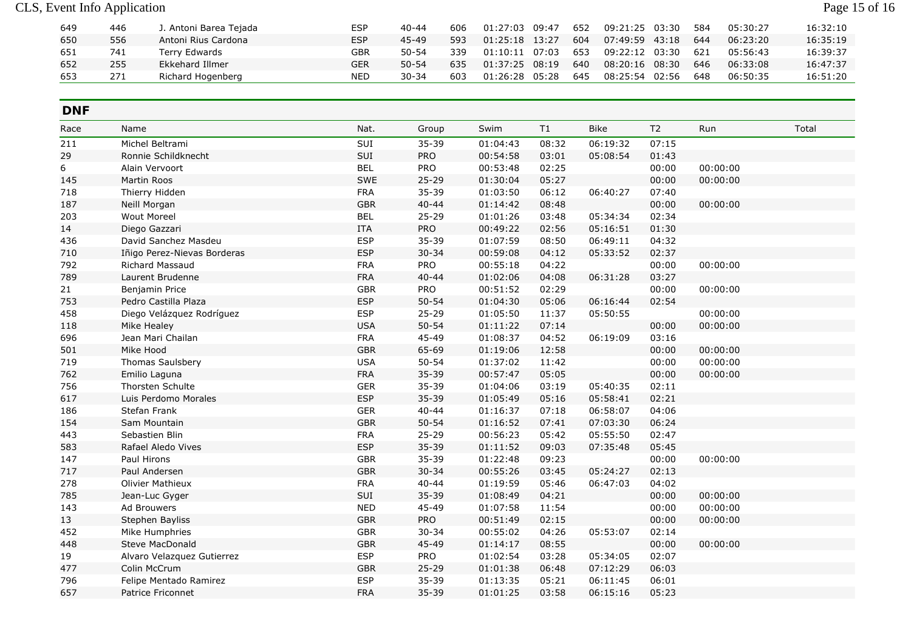| | | | | | | | | | | | | | |
|---|---|---|---|---|---|---|---|---|---|---|---|---|---|
| 649 | 446 | J. Antoni Barea Tejada | ESP | 40-44 | 606 | 01:27:03 | 09:47 | 652 | 09:21:25 | 03:30 | 584 | 05:30:27 | 16:32:10 |
| 650 | 556 | Antoni Rius Cardona | ESP | 45-49 | 593 | 01:25:18 | 13:27 | 604 | 07:49:59 | 43:18 | 644 | 06:23:20 | 16:35:19 |
| 651 | 741 | Terry Edwards | GBR | 50-54 | 339 | 01:10:11 | 07:03 | 653 | 09:22:12 | 03:30 | 621 | 05:56:43 | 16:39:37 |
| 652 | 255 | Ekkehard Illmer | GER | 50-54 | 635 | 01:37:25 | 08:19 | 640 | 08:20:16 | 08:30 | 646 | 06:33:08 | 16:47:37 |
| 653 | 271 | Richard Hogenberg | NED | 30-34 | 603 | 01:26:28 | 05:28 | 645 | 08:25:54 | 02:56 | 648 | 06:50:35 | 16:51:20 |

## DNF

| Race | Name | Nat. | Group | Swim | T1 | Bike | T2 | Run | Total |
|---|---|---|---|---|---|---|---|---|---|
| 211 | Michel Beltrami | SUI | 35-39 | 01:04:43 | 08:32 | 06:19:32 | 07:15 | | |
| 29 | Ronnie Schildknecht | SUI | PRO | 00:54:58 | 03:01 | 05:08:54 | 01:43 | | |
| 6 | Alain Vervoort | BEL | PRO | 00:53:48 | 02:25 | | 00:00 | 00:00:00 | |
| 145 | Martin Roos | SWE | 25-29 | 01:30:04 | 05:27 | | 00:00 | 00:00:00 | |
| 718 | Thierry Hidden | FRA | 35-39 | 01:03:50 | 06:12 | 06:40:27 | 07:40 | | |
| 187 | Neill Morgan | GBR | 40-44 | 01:14:42 | 08:48 | | 00:00 | 00:00:00 | |
| 203 | Wout Moreel | BEL | 25-29 | 01:01:26 | 03:48 | 05:34:34 | 02:34 | | |
| 14 | Diego Gazzari | ITA | PRO | 00:49:22 | 02:56 | 05:16:51 | 01:30 | | |
| 436 | David Sanchez Masdeu | ESP | 35-39 | 01:07:59 | 08:50 | 06:49:11 | 04:32 | | |
| 710 | Iñigo Perez-Nievas Borderas | ESP | 30-34 | 00:59:08 | 04:12 | 05:33:52 | 02:37 | | |
| 792 | Richard Massaud | FRA | PRO | 00:55:18 | 04:22 | | 00:00 | 00:00:00 | |
| 789 | Laurent Brudenne | FRA | 40-44 | 01:02:06 | 04:08 | 06:31:28 | 03:27 | | |
| 21 | Benjamin Price | GBR | PRO | 00:51:52 | 02:29 | | 00:00 | 00:00:00 | |
| 753 | Pedro Castilla Plaza | ESP | 50-54 | 01:04:30 | 05:06 | 06:16:44 | 02:54 | | |
| 458 | Diego Velázquez Rodríguez | ESP | 25-29 | 01:05:50 | 11:37 | 05:50:55 | | 00:00:00 | |
| 118 | Mike Healey | USA | 50-54 | 01:11:22 | 07:14 | | 00:00 | 00:00:00 | |
| 696 | Jean Mari Chailan | FRA | 45-49 | 01:08:37 | 04:52 | 06:19:09 | 03:16 | | |
| 501 | Mike Hood | GBR | 65-69 | 01:19:06 | 12:58 | | 00:00 | 00:00:00 | |
| 719 | Thomas Saulsbery | USA | 50-54 | 01:37:02 | 11:42 | | 00:00 | 00:00:00 | |
| 762 | Emilio Laguna | FRA | 35-39 | 00:57:47 | 05:05 | | 00:00 | 00:00:00 | |
| 756 | Thorsten Schulte | GER | 35-39 | 01:04:06 | 03:19 | 05:40:35 | 02:11 | | |
| 617 | Luis Perdomo Morales | ESP | 35-39 | 01:05:49 | 05:16 | 05:58:41 | 02:21 | | |
| 186 | Stefan Frank | GER | 40-44 | 01:16:37 | 07:18 | 06:58:07 | 04:06 | | |
| 154 | Sam Mountain | GBR | 50-54 | 01:16:52 | 07:41 | 07:03:30 | 06:24 | | |
| 443 | Sebastien Blin | FRA | 25-29 | 00:56:23 | 05:42 | 05:55:50 | 02:47 | | |
| 583 | Rafael Aledo Vives | ESP | 35-39 | 01:11:52 | 09:03 | 07:35:48 | 05:45 | | |
| 147 | Paul Hirons | GBR | 35-39 | 01:22:48 | 09:23 | | 00:00 | 00:00:00 | |
| 717 | Paul Andersen | GBR | 30-34 | 00:55:26 | 03:45 | 05:24:27 | 02:13 | | |
| 278 | Olivier Mathieux | FRA | 40-44 | 01:19:59 | 05:46 | 06:47:03 | 04:02 | | |
| 785 | Jean-Luc Gyger | SUI | 35-39 | 01:08:49 | 04:21 | | 00:00 | 00:00:00 | |
| 143 | Ad Brouwers | NED | 45-49 | 01:07:58 | 11:54 | | 00:00 | 00:00:00 | |
| 13 | Stephen Bayliss | GBR | PRO | 00:51:49 | 02:15 | | 00:00 | 00:00:00 | |
| 452 | Mike Humphries | GBR | 30-34 | 00:55:02 | 04:26 | 05:53:07 | 02:14 | | |
| 448 | Steve MacDonald | GBR | 45-49 | 01:14:17 | 08:55 | | 00:00 | 00:00:00 | |
| 19 | Alvaro Velazquez Gutierrez | ESP | PRO | 01:02:54 | 03:28 | 05:34:05 | 02:07 | | |
| 477 | Colin McCrum | GBR | 25-29 | 01:01:38 | 06:48 | 07:12:29 | 06:03 | | |
| 796 | Felipe Mentado Ramirez | ESP | 35-39 | 01:13:35 | 05:21 | 06:11:45 | 06:01 | | |
| 657 | Patrice Friconnet | FRA | 35-39 | 01:01:25 | 03:58 | 06:15:16 | 05:23 | | |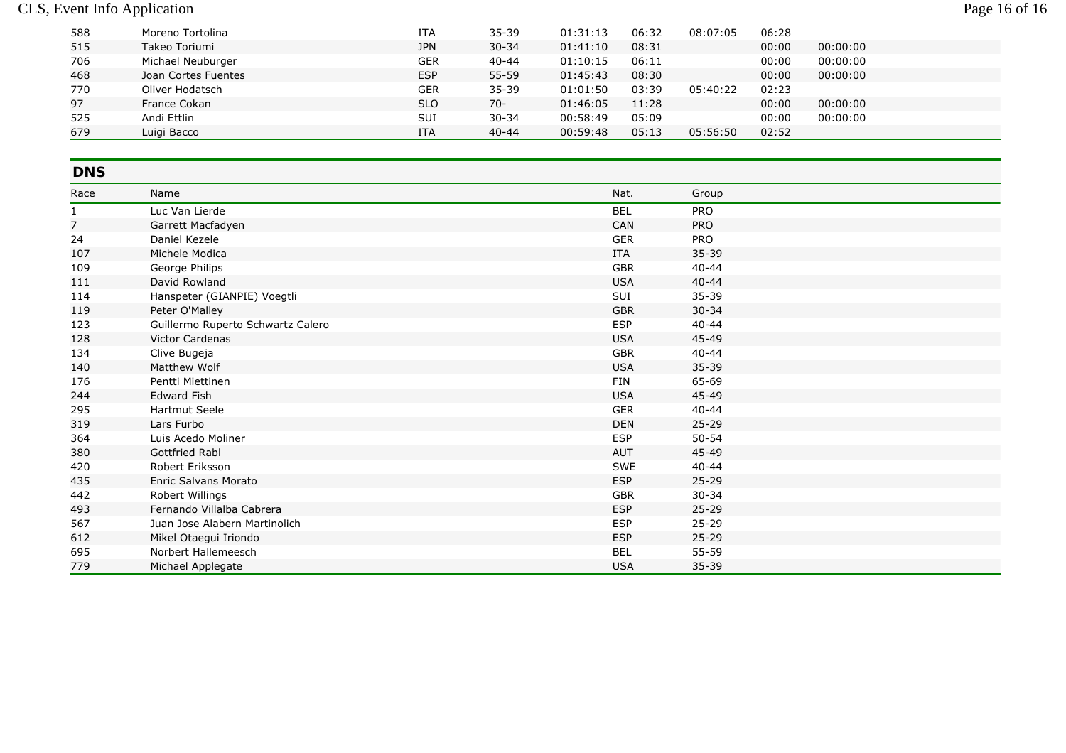| | | | | | | | | |
|---|---|---|---|---|---|---|---|---|
| 588 | Moreno Tortolina | ITA | 35-39 | 01:31:13 | 06:32 | 08:07:05 | 06:28 | |
| 515 | Takeo Toriumi | JPN | 30-34 | 01:41:10 | 08:31 | | 00:00 | 00:00:00 |
| 706 | Michael Neuburger | GER | 40-44 | 01:10:15 | 06:11 | | 00:00 | 00:00:00 |
| 468 | Joan Cortes Fuentes | ESP | 55-59 | 01:45:43 | 08:30 | | 00:00 | 00:00:00 |
| 770 | Oliver Hodatsch | GER | 35-39 | 01:01:50 | 03:39 | 05:40:22 | 02:23 | |
| 97 | France Cokan | SLO | 70- | 01:46:05 | 11:28 | | 00:00 | 00:00:00 |
| 525 | Andi Ettlin | SUI | 30-34 | 00:58:49 | 05:09 | | 00:00 | 00:00:00 |
| 679 | Luigi Bacco | ITA | 40-44 | 00:59:48 | 05:13 | 05:56:50 | 02:52 | |

## DNS

| Race | Name | Nat. | Group |
|---|---|---|---|
| 1 | Luc Van Lierde | BEL | PRO |
| 7 | Garrett Macfadyen | CAN | PRO |
| 24 | Daniel Kezele | GER | PRO |
| 107 | Michele Modica | ITA | 35-39 |
| 109 | George Philips | GBR | 40-44 |
| 111 | David Rowland | USA | 40-44 |
| 114 | Hanspeter (GIANPIE) Voegtli | SUI | 35-39 |
| 119 | Peter O'Malley | GBR | 30-34 |
| 123 | Guillermo Ruperto Schwartz Calero | ESP | 40-44 |
| 128 | Victor Cardenas | USA | 45-49 |
| 134 | Clive Bugeja | GBR | 40-44 |
| 140 | Matthew Wolf | USA | 35-39 |
| 176 | Pentti Miettinen | FIN | 65-69 |
| 244 | Edward Fish | USA | 45-49 |
| 295 | Hartmut Seele | GER | 40-44 |
| 319 | Lars Furbo | DEN | 25-29 |
| 364 | Luis Acedo Moliner | ESP | 50-54 |
| 380 | Gottfried Rabl | AUT | 45-49 |
| 420 | Robert Eriksson | SWE | 40-44 |
| 435 | Enric Salvans Morato | ESP | 25-29 |
| 442 | Robert Willings | GBR | 30-34 |
| 493 | Fernando Villalba Cabrera | ESP | 25-29 |
| 567 | Juan Jose Alabern Martinolich | ESP | 25-29 |
| 612 | Mikel Otaegui Iriondo | ESP | 25-29 |
| 695 | Norbert Hallemeesch | BEL | 55-59 |
| 779 | Michael Applegate | USA | 35-39 |